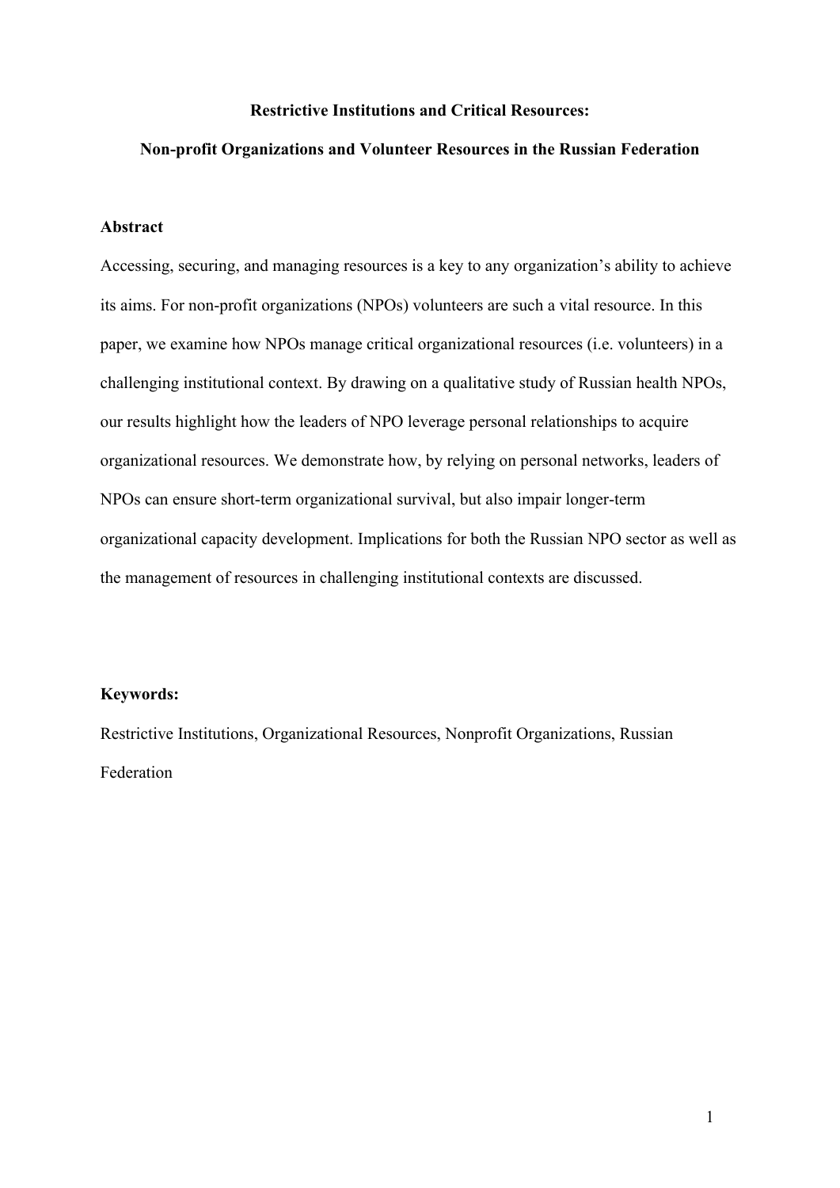# Restrictive Institutions and Critical Resources:

# Non-profit Organizations and Volunteer Resources in the Russian Federation

## Abstract

Accessing, securing, and managing resources is a key to any organization's ability to achieve its aims. For non-profit organizations (NPOs) volunteers are such a vital resource. In this paper, we examine how NPOs manage critical organizational resources (i.e. volunteers) in a challenging institutional context. By drawing on a qualitative study of Russian health NPOs, our results highlight how the leaders of NPO leverage personal relationships to acquire organizational resources. We demonstrate how, by relying on personal networks, leaders of NPOs can ensure short-term organizational survival, but also impair longer-term organizational capacity development. Implications for both the Russian NPO sector as well as the management of resources in challenging institutional contexts are discussed.

**Keywords:**

Restrictive Institutions, Organizational Resources, Nonprofit Organizations, Russian Federation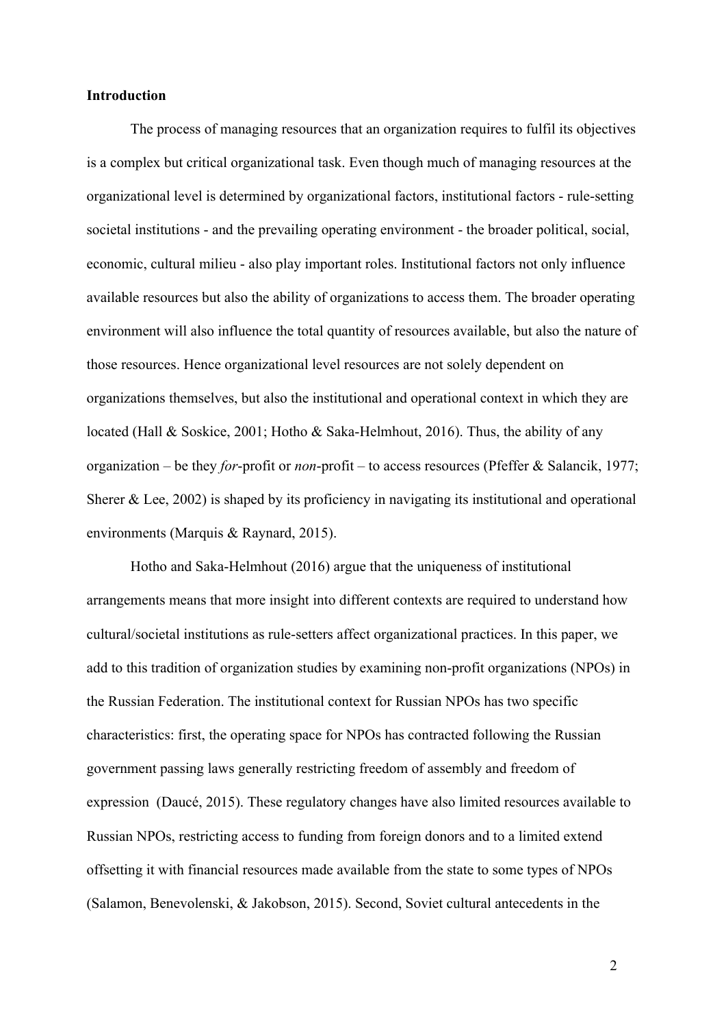**Introduction**

The process of managing resources that an organization requires to fulfil its objectives is a complex but critical organizational task. Even though much of managing resources at the organizational level is determined by organizational factors, institutional factors - rule-setting societal institutions - and the prevailing operating environment - the broader political, social, economic, cultural milieu - also play important roles. Institutional factors not only influence available resources but also the ability of organizations to access them. The broader operating environment will also influence the total quantity of resources available, but also the nature of those resources. Hence organizational level resources are not solely dependent on organizations themselves, but also the institutional and operational context in which they are located (Hall & Soskice, 2001; Hotho & Saka-Helmhout, 2016). Thus, the ability of any organization – be they *for*-profit or *non*-profit – to access resources (Pfeffer & Salancik, 1977; Sherer & Lee, 2002) is shaped by its proficiency in navigating its institutional and operational environments (Marquis & Raynard, 2015).

Hotho and Saka-Helmhout (2016) argue that the uniqueness of institutional arrangements means that more insight into different contexts are required to understand how cultural/societal institutions as rule-setters affect organizational practices. In this paper, we add to this tradition of organization studies by examining non-profit organizations (NPOs) in the Russian Federation. The institutional context for Russian NPOs has two specific characteristics: first, the operating space for NPOs has contracted following the Russian government passing laws generally restricting freedom of assembly and freedom of expression (Daucé, 2015). These regulatory changes have also limited resources available to Russian NPOs, restricting access to funding from foreign donors and to a limited extend offsetting it with financial resources made available from the state to some types of NPOs (Salamon, Benevolenski, & Jakobson, 2015). Second, Soviet cultural antecedents in the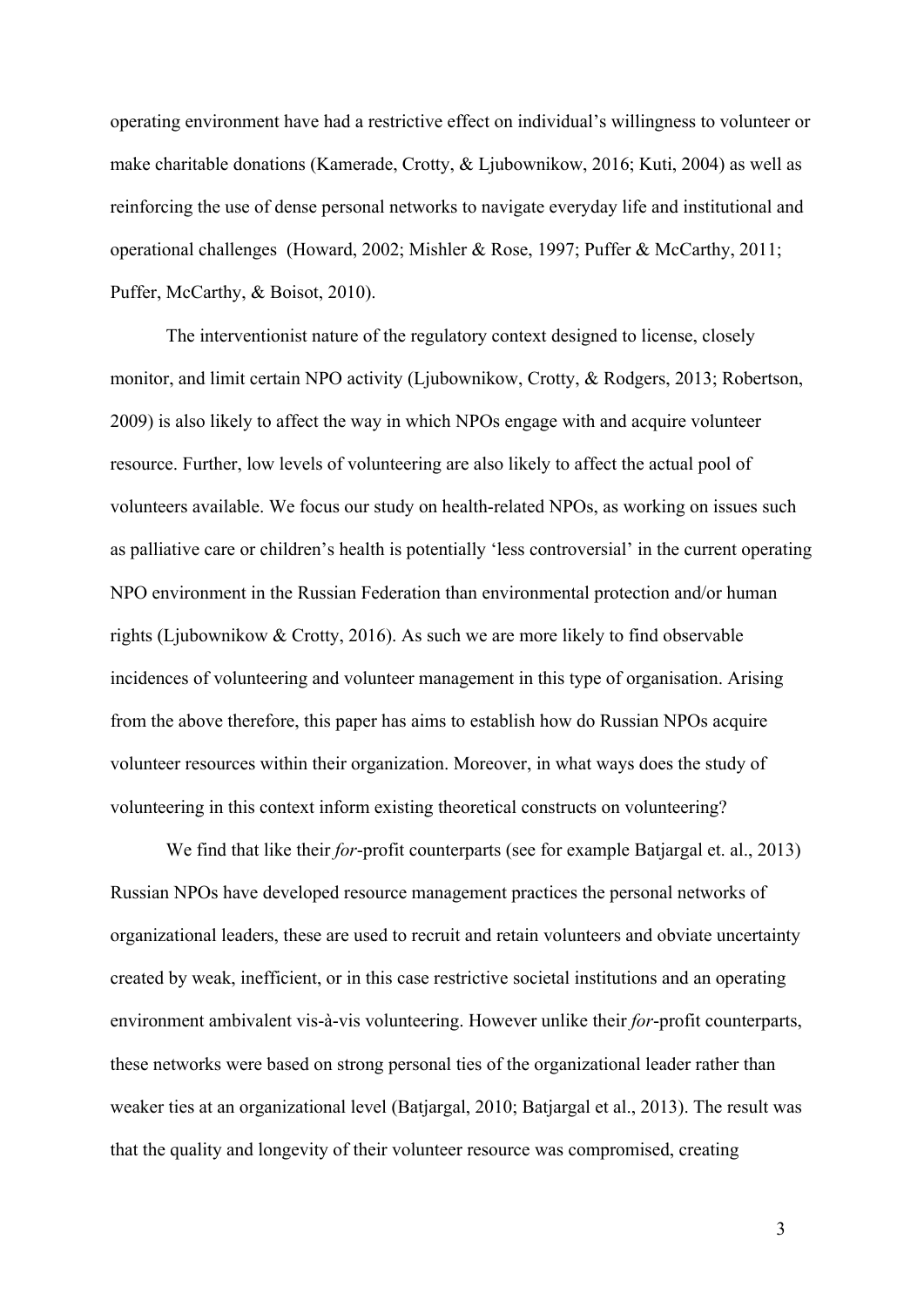operating environment have had a restrictive effect on individual's willingness to volunteer or make charitable donations (Kamerade, Crotty, & Ljubownikow, 2016; Kuti, 2004) as well as reinforcing the use of dense personal networks to navigate everyday life and institutional and operational challenges (Howard, 2002; Mishler & Rose, 1997; Puffer & McCarthy, 2011; Puffer, McCarthy, & Boisot, 2010).

The interventionist nature of the regulatory context designed to license, closely monitor, and limit certain NPO activity (Ljubownikow, Crotty, & Rodgers, 2013; Robertson, 2009) is also likely to affect the way in which NPOs engage with and acquire volunteer resource. Further, low levels of volunteering are also likely to affect the actual pool of volunteers available. We focus our study on health-related NPOs, as working on issues such as palliative care or children's health is potentially 'less controversial' in the current operating NPO environment in the Russian Federation than environmental protection and/or human rights (Ljubownikow & Crotty, 2016). As such we are more likely to find observable incidences of volunteering and volunteer management in this type of organisation. Arising from the above therefore, this paper has aims to establish how do Russian NPOs acquire volunteer resources within their organization. Moreover, in what ways does the study of volunteering in this context inform existing theoretical constructs on volunteering?

We find that like their *for*-profit counterparts (see for example Batjargal et. al., 2013) Russian NPOs have developed resource management practices the personal networks of organizational leaders, these are used to recruit and retain volunteers and obviate uncertainty created by weak, inefficient, or in this case restrictive societal institutions and an operating environment ambivalent vis-à-vis volunteering. However unlike their *for*-profit counterparts, these networks were based on strong personal ties of the organizational leader rather than weaker ties at an organizational level (Batjargal, 2010; Batjargal et al., 2013). The result was that the quality and longevity of their volunteer resource was compromised, creating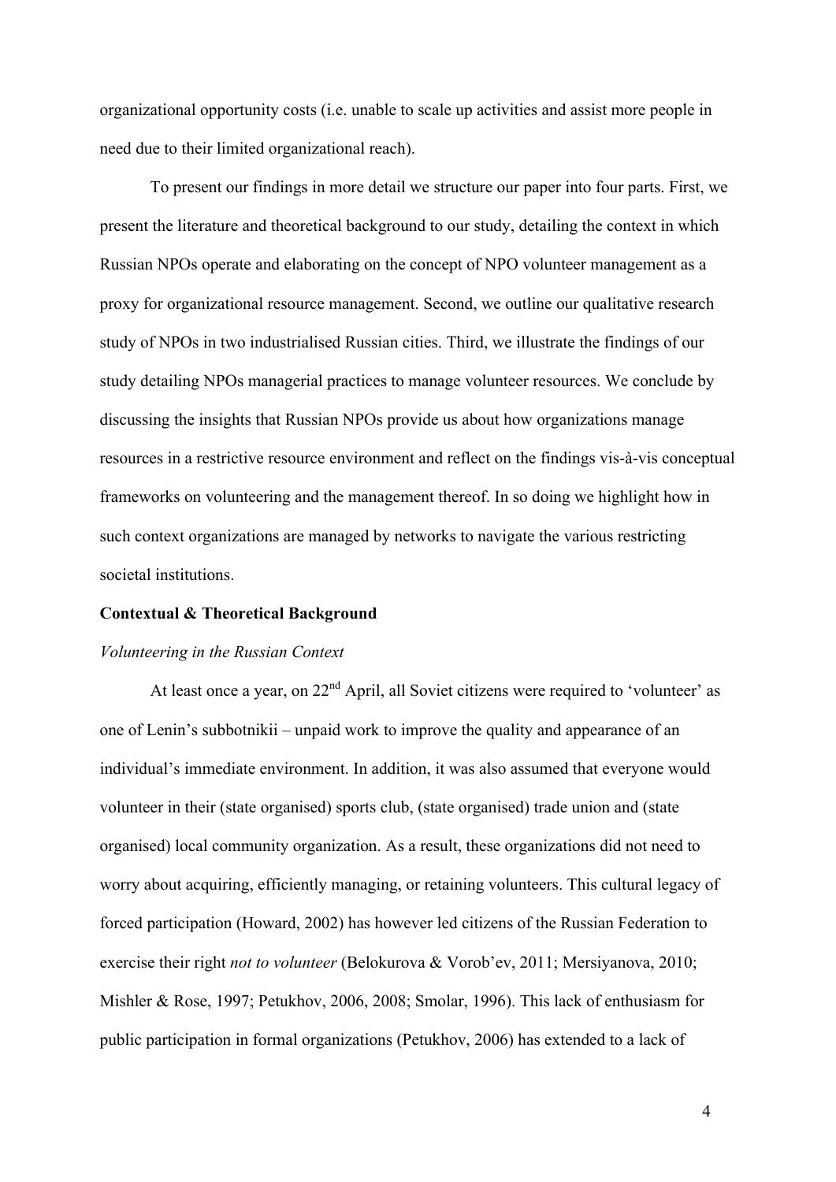organizational opportunity costs (i.e. unable to scale up activities and assist more people in need due to their limited organizational reach).

To present our findings in more detail we structure our paper into four parts. First, we present the literature and theoretical background to our study, detailing the context in which Russian NPOs operate and elaborating on the concept of NPO volunteer management as a proxy for organizational resource management. Second, we outline our qualitative research study of NPOs in two industrialised Russian cities. Third, we illustrate the findings of our study detailing NPOs managerial practices to manage volunteer resources. We conclude by discussing the insights that Russian NPOs provide us about how organizations manage resources in a restrictive resource environment and reflect on the findings vis-à-vis conceptual frameworks on volunteering and the management thereof. In so doing we highlight how in such context organizations are managed by networks to navigate the various restricting societal institutions.

**Contextual & Theoretical Background**

*Volunteering in the Russian Context*

At least once a year, on 22nd April, all Soviet citizens were required to 'volunteer' as one of Lenin's subbotnikii – unpaid work to improve the quality and appearance of an individual's immediate environment. In addition, it was also assumed that everyone would volunteer in their (state organised) sports club, (state organised) trade union and (state organised) local community organization. As a result, these organizations did not need to worry about acquiring, efficiently managing, or retaining volunteers. This cultural legacy of forced participation (Howard, 2002) has however led citizens of the Russian Federation to exercise their right *not to volunteer* (Belokurova & Vorob'ev, 2011; Mersiyanova, 2010; Mishler & Rose, 1997; Petukhov, 2006, 2008; Smolar, 1996). This lack of enthusiasm for public participation in formal organizations (Petukhov, 2006) has extended to a lack of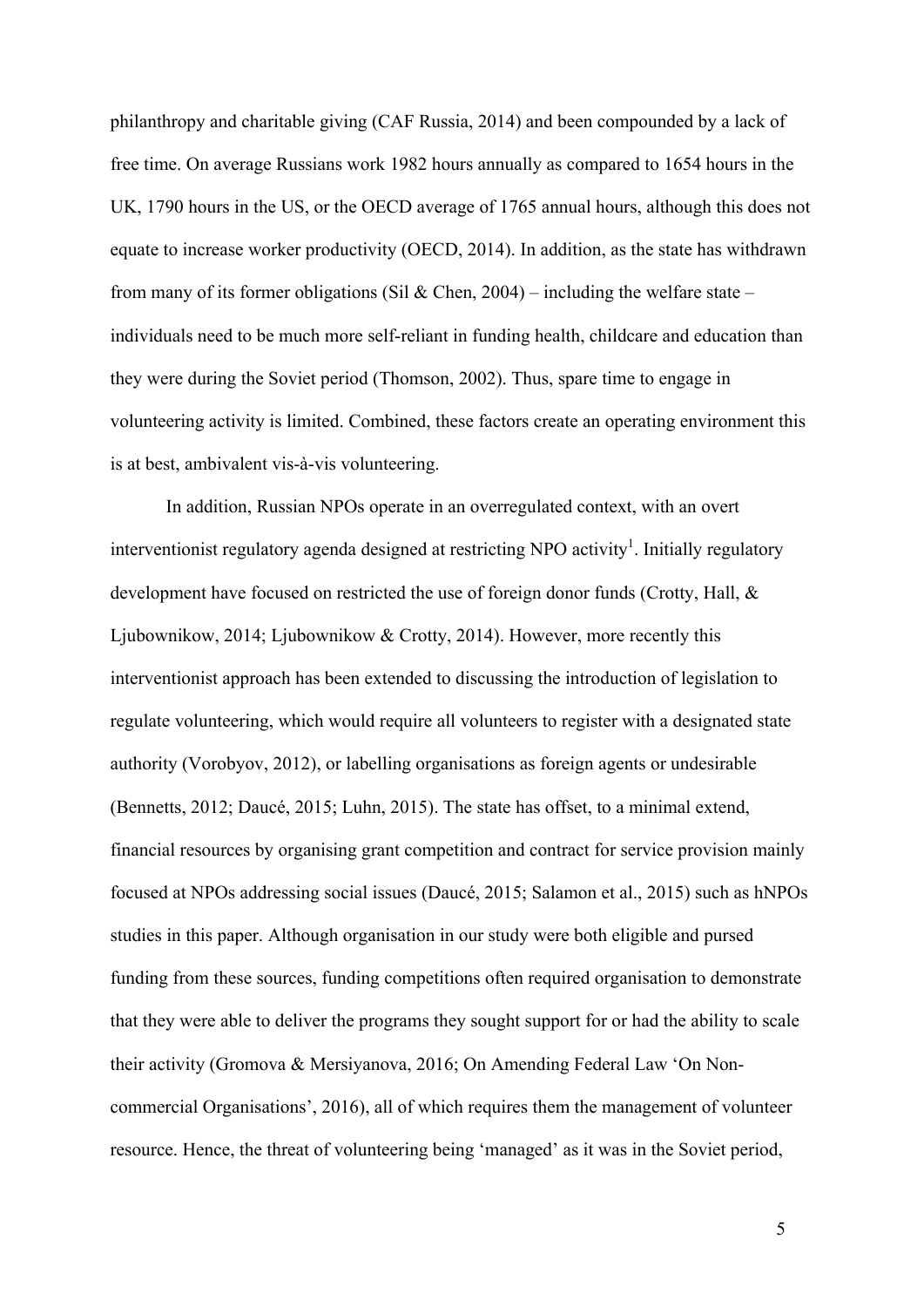philanthropy and charitable giving (CAF Russia, 2014) and been compounded by a lack of free time. On average Russians work 1982 hours annually as compared to 1654 hours in the UK, 1790 hours in the US, or the OECD average of 1765 annual hours, although this does not equate to increase worker productivity (OECD, 2014). In addition, as the state has withdrawn from many of its former obligations (Sil & Chen, 2004) – including the welfare state – individuals need to be much more self-reliant in funding health, childcare and education than they were during the Soviet period (Thomson, 2002). Thus, spare time to engage in volunteering activity is limited. Combined, these factors create an operating environment this is at best, ambivalent vis-à-vis volunteering.

In addition, Russian NPOs operate in an overregulated context, with an overt interventionist regulatory agenda designed at restricting NPO activity[1]. Initially regulatory development have focused on restricted the use of foreign donor funds (Crotty, Hall, & Ljubownikow, 2014; Ljubownikow & Crotty, 2014). However, more recently this interventionist approach has been extended to discussing the introduction of legislation to regulate volunteering, which would require all volunteers to register with a designated state authority (Vorobyov, 2012), or labelling organisations as foreign agents or undesirable (Bennetts, 2012; Daucé, 2015; Luhn, 2015). The state has offset, to a minimal extend, financial resources by organising grant competition and contract for service provision mainly focused at NPOs addressing social issues (Daucé, 2015; Salamon et al., 2015) such as hNPOs studies in this paper. Although organisation in our study were both eligible and pursed funding from these sources, funding competitions often required organisation to demonstrate that they were able to deliver the programs they sought support for or had the ability to scale their activity (Gromova & Mersiyanova, 2016; On Amending Federal Law 'On Non-commercial Organisations', 2016), all of which requires them the management of volunteer resource. Hence, the threat of volunteering being 'managed' as it was in the Soviet period,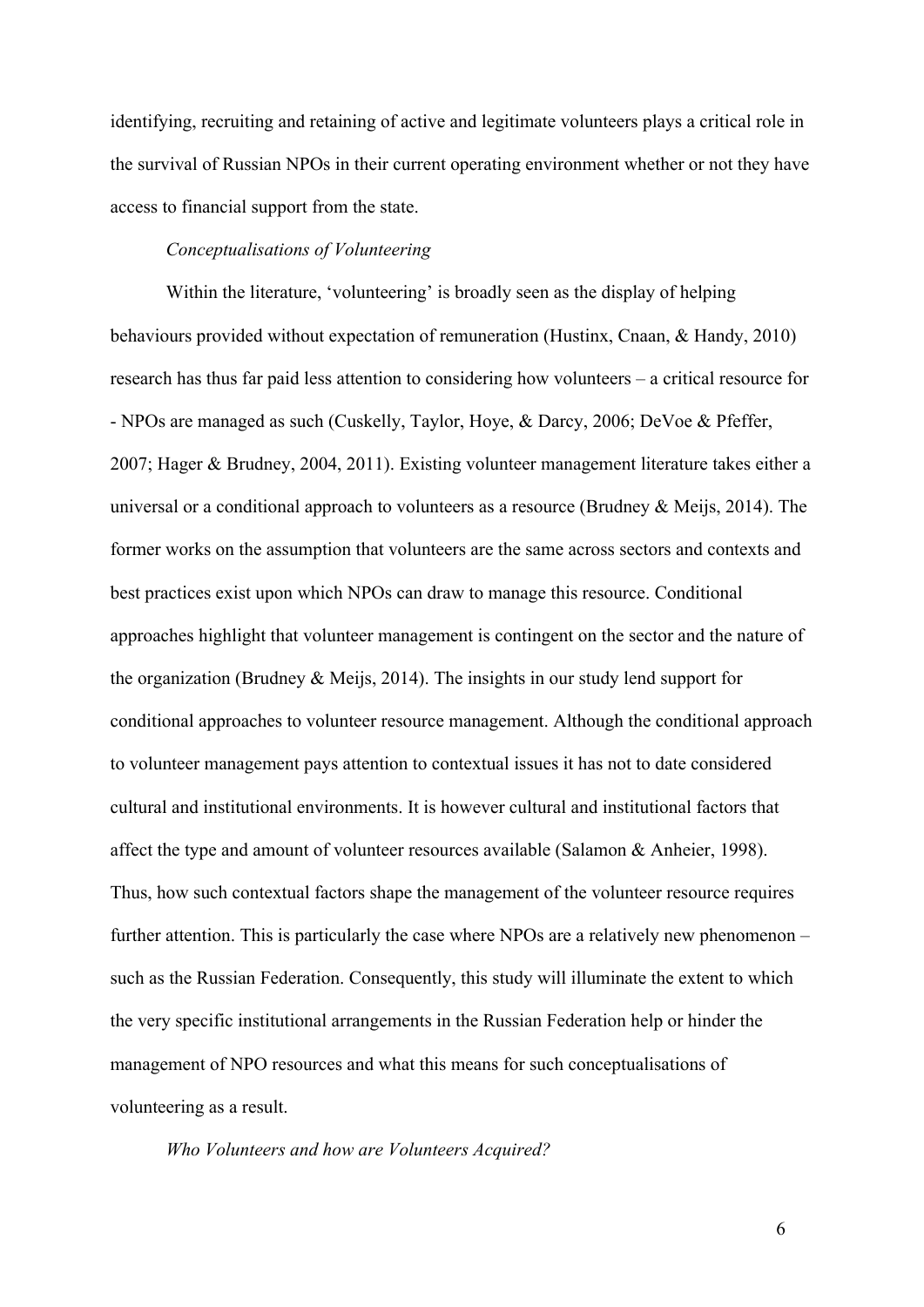identifying, recruiting and retaining of active and legitimate volunteers plays a critical role in the survival of Russian NPOs in their current operating environment whether or not they have access to financial support from the state.

*Conceptualisations of Volunteering*

Within the literature, 'volunteering' is broadly seen as the display of helping behaviours provided without expectation of remuneration (Hustinx, Cnaan, & Handy, 2010) research has thus far paid less attention to considering how volunteers – a critical resource for - NPOs are managed as such (Cuskelly, Taylor, Hoye, & Darcy, 2006; DeVoe & Pfeffer, 2007; Hager & Brudney, 2004, 2011). Existing volunteer management literature takes either a universal or a conditional approach to volunteers as a resource (Brudney & Meijs, 2014). The former works on the assumption that volunteers are the same across sectors and contexts and best practices exist upon which NPOs can draw to manage this resource. Conditional approaches highlight that volunteer management is contingent on the sector and the nature of the organization (Brudney & Meijs, 2014). The insights in our study lend support for conditional approaches to volunteer resource management. Although the conditional approach to volunteer management pays attention to contextual issues it has not to date considered cultural and institutional environments. It is however cultural and institutional factors that affect the type and amount of volunteer resources available (Salamon & Anheier, 1998). Thus, how such contextual factors shape the management of the volunteer resource requires further attention. This is particularly the case where NPOs are a relatively new phenomenon – such as the Russian Federation. Consequently, this study will illuminate the extent to which the very specific institutional arrangements in the Russian Federation help or hinder the management of NPO resources and what this means for such conceptualisations of volunteering as a result.

*Who Volunteers and how are Volunteers Acquired?*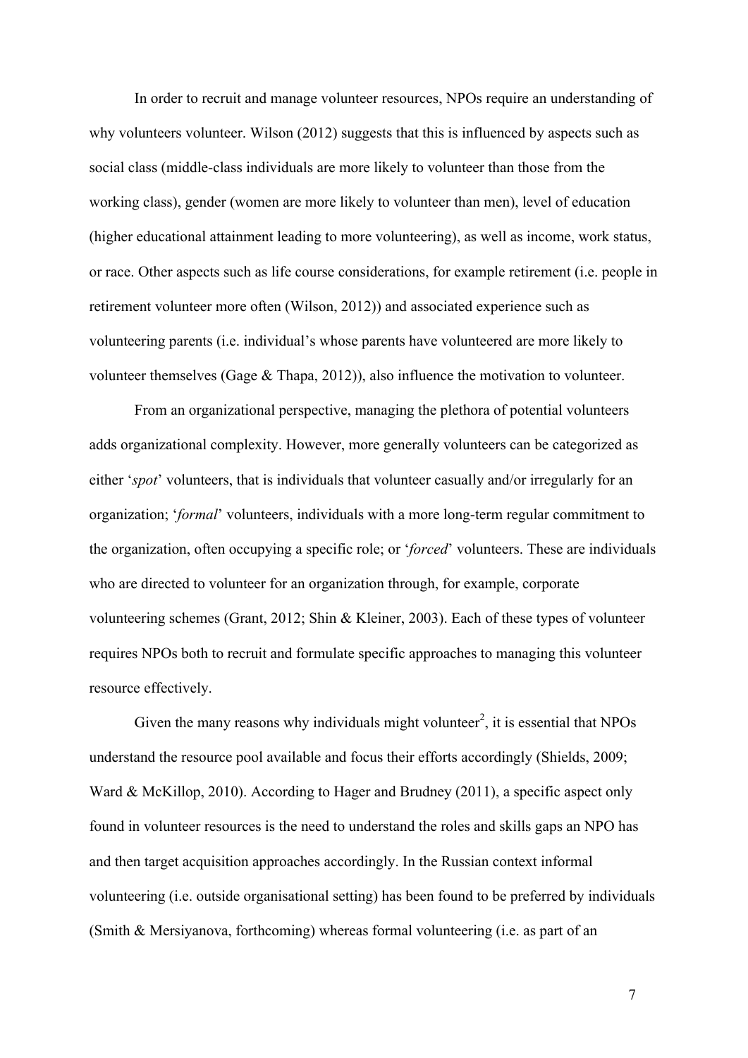In order to recruit and manage volunteer resources, NPOs require an understanding of why volunteers volunteer. Wilson (2012) suggests that this is influenced by aspects such as social class (middle-class individuals are more likely to volunteer than those from the working class), gender (women are more likely to volunteer than men), level of education (higher educational attainment leading to more volunteering), as well as income, work status, or race. Other aspects such as life course considerations, for example retirement (i.e. people in retirement volunteer more often (Wilson, 2012)) and associated experience such as volunteering parents (i.e. individual's whose parents have volunteered are more likely to volunteer themselves (Gage & Thapa, 2012)), also influence the motivation to volunteer.

From an organizational perspective, managing the plethora of potential volunteers adds organizational complexity. However, more generally volunteers can be categorized as either '*spot*' volunteers, that is individuals that volunteer casually and/or irregularly for an organization; '*formal*' volunteers, individuals with a more long-term regular commitment to the organization, often occupying a specific role; or '*forced*' volunteers. These are individuals who are directed to volunteer for an organization through, for example, corporate volunteering schemes (Grant, 2012; Shin & Kleiner, 2003). Each of these types of volunteer requires NPOs both to recruit and formulate specific approaches to managing this volunteer resource effectively.

Given the many reasons why individuals might volunteer[2], it is essential that NPOs understand the resource pool available and focus their efforts accordingly (Shields, 2009; Ward & McKillop, 2010). According to Hager and Brudney (2011), a specific aspect only found in volunteer resources is the need to understand the roles and skills gaps an NPO has and then target acquisition approaches accordingly. In the Russian context informal volunteering (i.e. outside organisational setting) has been found to be preferred by individuals (Smith & Mersiyanova, forthcoming) whereas formal volunteering (i.e. as part of an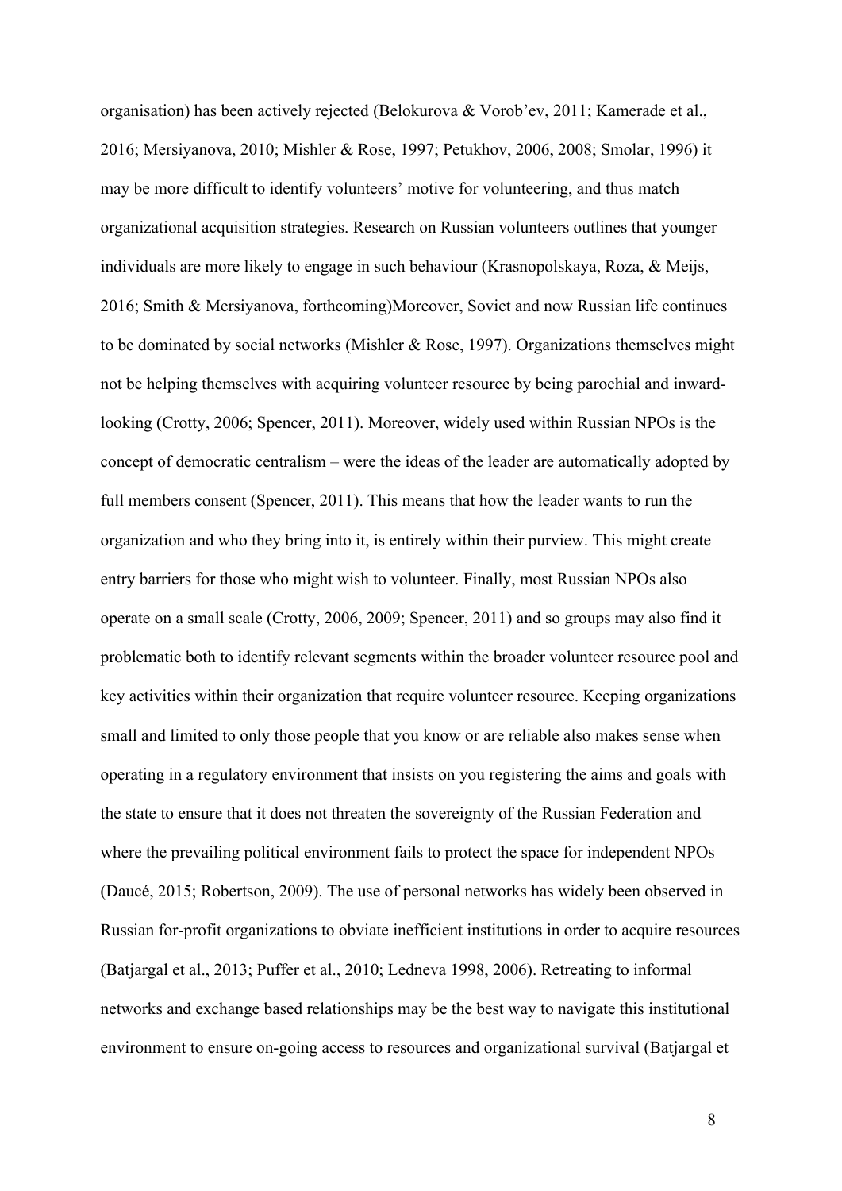organisation) has been actively rejected (Belokurova & Vorob'ev, 2011; Kamerade et al., 2016; Mersiyanova, 2010; Mishler & Rose, 1997; Petukhov, 2006, 2008; Smolar, 1996) it may be more difficult to identify volunteers' motive for volunteering, and thus match organizational acquisition strategies. Research on Russian volunteers outlines that younger individuals are more likely to engage in such behaviour (Krasnopolskaya, Roza, & Meijs, 2016; Smith & Mersiyanova, forthcoming)Moreover, Soviet and now Russian life continues to be dominated by social networks (Mishler & Rose, 1997). Organizations themselves might not be helping themselves with acquiring volunteer resource by being parochial and inward-looking (Crotty, 2006; Spencer, 2011). Moreover, widely used within Russian NPOs is the concept of democratic centralism – were the ideas of the leader are automatically adopted by full members consent (Spencer, 2011). This means that how the leader wants to run the organization and who they bring into it, is entirely within their purview. This might create entry barriers for those who might wish to volunteer. Finally, most Russian NPOs also operate on a small scale (Crotty, 2006, 2009; Spencer, 2011) and so groups may also find it problematic both to identify relevant segments within the broader volunteer resource pool and key activities within their organization that require volunteer resource. Keeping organizations small and limited to only those people that you know or are reliable also makes sense when operating in a regulatory environment that insists on you registering the aims and goals with the state to ensure that it does not threaten the sovereignty of the Russian Federation and where the prevailing political environment fails to protect the space for independent NPOs (Daucé, 2015; Robertson, 2009). The use of personal networks has widely been observed in Russian for-profit organizations to obviate inefficient institutions in order to acquire resources (Batjargal et al., 2013; Puffer et al., 2010; Ledneva 1998, 2006). Retreating to informal networks and exchange based relationships may be the best way to navigate this institutional environment to ensure on-going access to resources and organizational survival (Batjargal et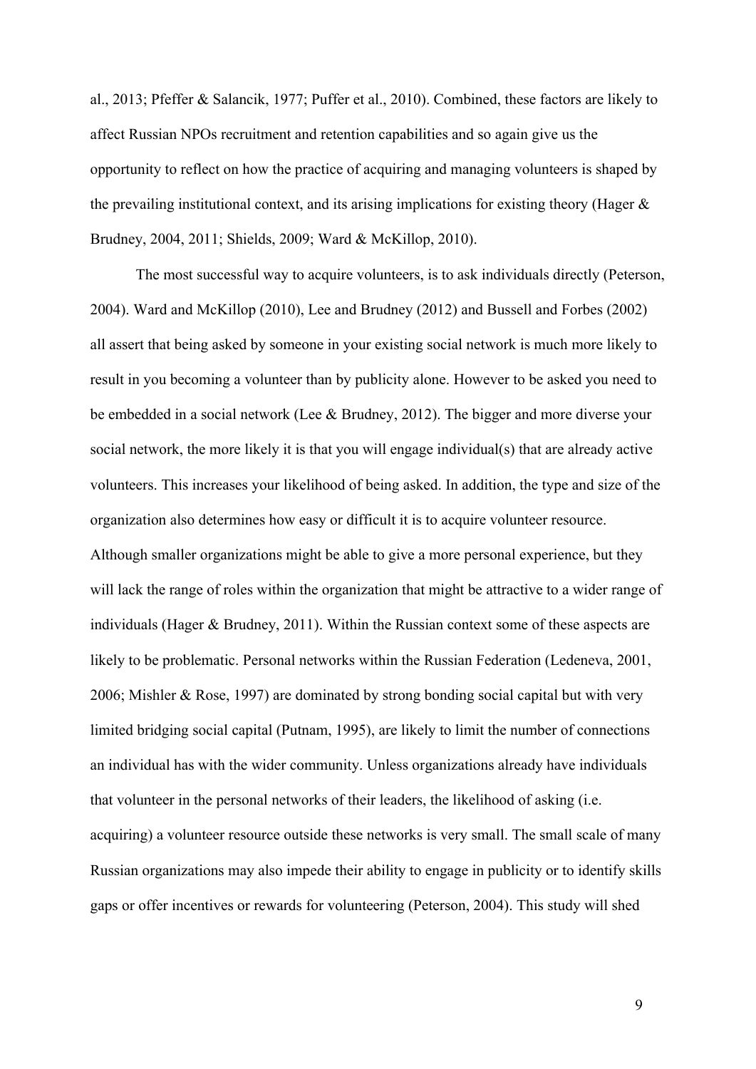al., 2013; Pfeffer & Salancik, 1977; Puffer et al., 2010). Combined, these factors are likely to affect Russian NPOs recruitment and retention capabilities and so again give us the opportunity to reflect on how the practice of acquiring and managing volunteers is shaped by the prevailing institutional context, and its arising implications for existing theory (Hager & Brudney, 2004, 2011; Shields, 2009; Ward & McKillop, 2010).

The most successful way to acquire volunteers, is to ask individuals directly (Peterson, 2004). Ward and McKillop (2010), Lee and Brudney (2012) and Bussell and Forbes (2002) all assert that being asked by someone in your existing social network is much more likely to result in you becoming a volunteer than by publicity alone. However to be asked you need to be embedded in a social network (Lee & Brudney, 2012). The bigger and more diverse your social network, the more likely it is that you will engage individual(s) that are already active volunteers. This increases your likelihood of being asked. In addition, the type and size of the organization also determines how easy or difficult it is to acquire volunteer resource. Although smaller organizations might be able to give a more personal experience, but they will lack the range of roles within the organization that might be attractive to a wider range of individuals (Hager & Brudney, 2011). Within the Russian context some of these aspects are likely to be problematic. Personal networks within the Russian Federation (Ledeneva, 2001, 2006; Mishler & Rose, 1997) are dominated by strong bonding social capital but with very limited bridging social capital (Putnam, 1995), are likely to limit the number of connections an individual has with the wider community. Unless organizations already have individuals that volunteer in the personal networks of their leaders, the likelihood of asking (i.e. acquiring) a volunteer resource outside these networks is very small. The small scale of many Russian organizations may also impede their ability to engage in publicity or to identify skills gaps or offer incentives or rewards for volunteering (Peterson, 2004). This study will shed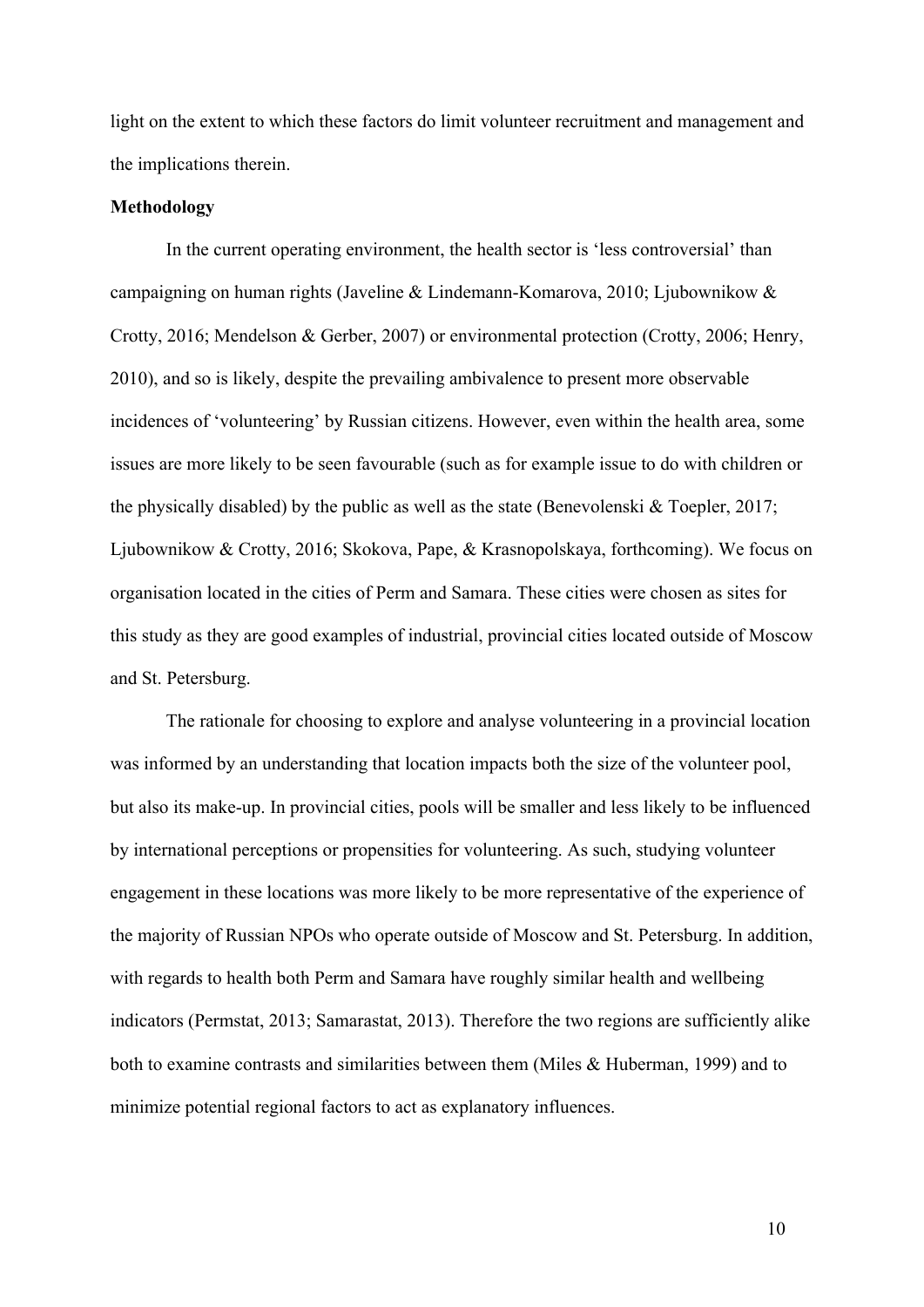light on the extent to which these factors do limit volunteer recruitment and management and the implications therein.

**Methodology**

In the current operating environment, the health sector is 'less controversial' than campaigning on human rights (Javeline & Lindemann-Komarova, 2010; Ljubownikow & Crotty, 2016; Mendelson & Gerber, 2007) or environmental protection (Crotty, 2006; Henry, 2010), and so is likely, despite the prevailing ambivalence to present more observable incidences of 'volunteering' by Russian citizens. However, even within the health area, some issues are more likely to be seen favourable (such as for example issue to do with children or the physically disabled) by the public as well as the state (Benevolenski & Toepler, 2017; Ljubownikow & Crotty, 2016; Skokova, Pape, & Krasnopolskaya, forthcoming). We focus on organisation located in the cities of Perm and Samara. These cities were chosen as sites for this study as they are good examples of industrial, provincial cities located outside of Moscow and St. Petersburg.

The rationale for choosing to explore and analyse volunteering in a provincial location was informed by an understanding that location impacts both the size of the volunteer pool, but also its make-up. In provincial cities, pools will be smaller and less likely to be influenced by international perceptions or propensities for volunteering. As such, studying volunteer engagement in these locations was more likely to be more representative of the experience of the majority of Russian NPOs who operate outside of Moscow and St. Petersburg. In addition, with regards to health both Perm and Samara have roughly similar health and wellbeing indicators (Permstat, 2013; Samarastat, 2013). Therefore the two regions are sufficiently alike both to examine contrasts and similarities between them (Miles & Huberman, 1999) and to minimize potential regional factors to act as explanatory influences.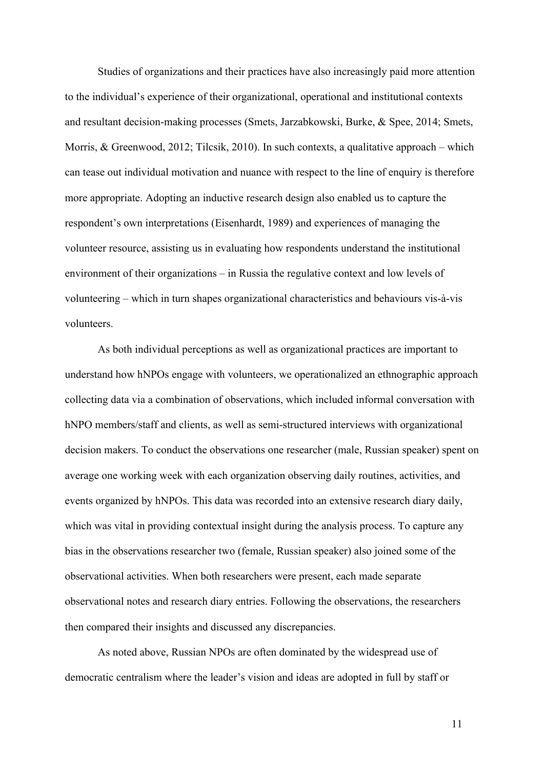Studies of organizations and their practices have also increasingly paid more attention to the individual's experience of their organizational, operational and institutional contexts and resultant decision-making processes (Smets, Jarzabkowski, Burke, & Spee, 2014; Smets, Morris, & Greenwood, 2012; Tilcsik, 2010). In such contexts, a qualitative approach – which can tease out individual motivation and nuance with respect to the line of enquiry is therefore more appropriate. Adopting an inductive research design also enabled us to capture the respondent's own interpretations (Eisenhardt, 1989) and experiences of managing the volunteer resource, assisting us in evaluating how respondents understand the institutional environment of their organizations – in Russia the regulative context and low levels of volunteering – which in turn shapes organizational characteristics and behaviours vis-à-vis volunteers.

As both individual perceptions as well as organizational practices are important to understand how hNPOs engage with volunteers, we operationalized an ethnographic approach collecting data via a combination of observations, which included informal conversation with hNPO members/staff and clients, as well as semi-structured interviews with organizational decision makers. To conduct the observations one researcher (male, Russian speaker) spent on average one working week with each organization observing daily routines, activities, and events organized by hNPOs. This data was recorded into an extensive research diary daily, which was vital in providing contextual insight during the analysis process. To capture any bias in the observations researcher two (female, Russian speaker) also joined some of the observational activities. When both researchers were present, each made separate observational notes and research diary entries. Following the observations, the researchers then compared their insights and discussed any discrepancies.

As noted above, Russian NPOs are often dominated by the widespread use of democratic centralism where the leader's vision and ideas are adopted in full by staff or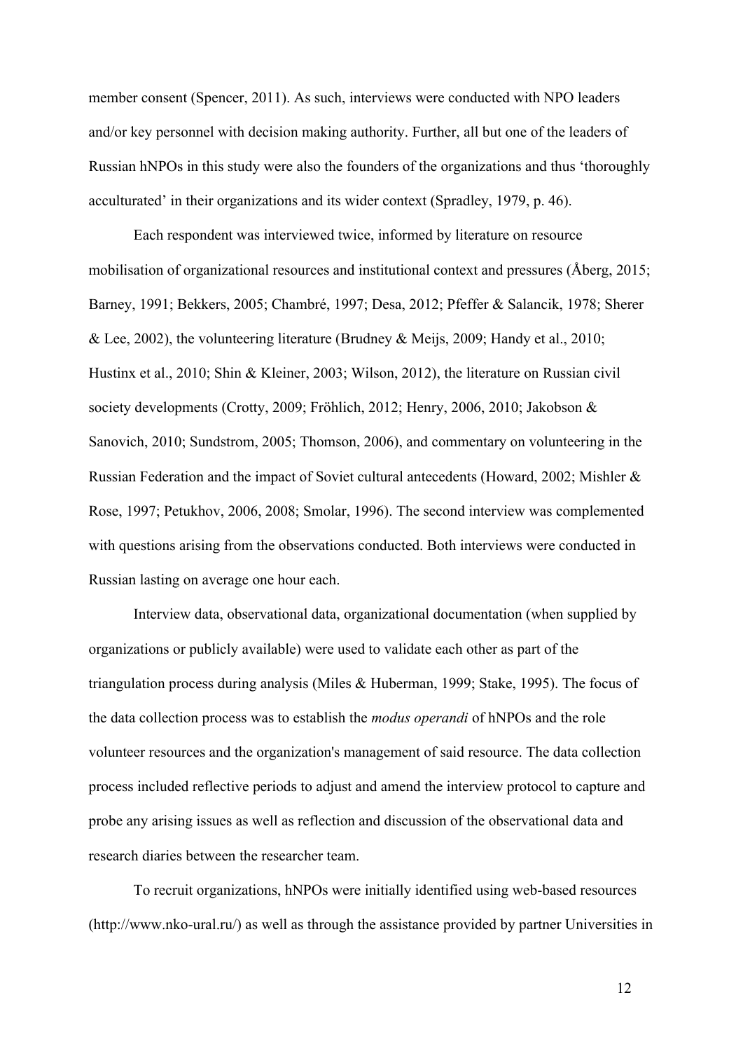member consent (Spencer, 2011). As such, interviews were conducted with NPO leaders and/or key personnel with decision making authority. Further, all but one of the leaders of Russian hNPOs in this study were also the founders of the organizations and thus 'thoroughly acculturated' in their organizations and its wider context (Spradley, 1979, p. 46).

Each respondent was interviewed twice, informed by literature on resource mobilisation of organizational resources and institutional context and pressures (Åberg, 2015; Barney, 1991; Bekkers, 2005; Chambré, 1997; Desa, 2012; Pfeffer & Salancik, 1978; Sherer & Lee, 2002), the volunteering literature (Brudney & Meijs, 2009; Handy et al., 2010; Hustinx et al., 2010; Shin & Kleiner, 2003; Wilson, 2012), the literature on Russian civil society developments (Crotty, 2009; Fröhlich, 2012; Henry, 2006, 2010; Jakobson & Sanovich, 2010; Sundstrom, 2005; Thomson, 2006), and commentary on volunteering in the Russian Federation and the impact of Soviet cultural antecedents (Howard, 2002; Mishler & Rose, 1997; Petukhov, 2006, 2008; Smolar, 1996). The second interview was complemented with questions arising from the observations conducted. Both interviews were conducted in Russian lasting on average one hour each.

Interview data, observational data, organizational documentation (when supplied by organizations or publicly available) were used to validate each other as part of the triangulation process during analysis (Miles & Huberman, 1999; Stake, 1995). The focus of the data collection process was to establish the *modus operandi* of hNPOs and the role volunteer resources and the organization's management of said resource. The data collection process included reflective periods to adjust and amend the interview protocol to capture and probe any arising issues as well as reflection and discussion of the observational data and research diaries between the researcher team.

To recruit organizations, hNPOs were initially identified using web-based resources (http://www.nko-ural.ru/) as well as through the assistance provided by partner Universities in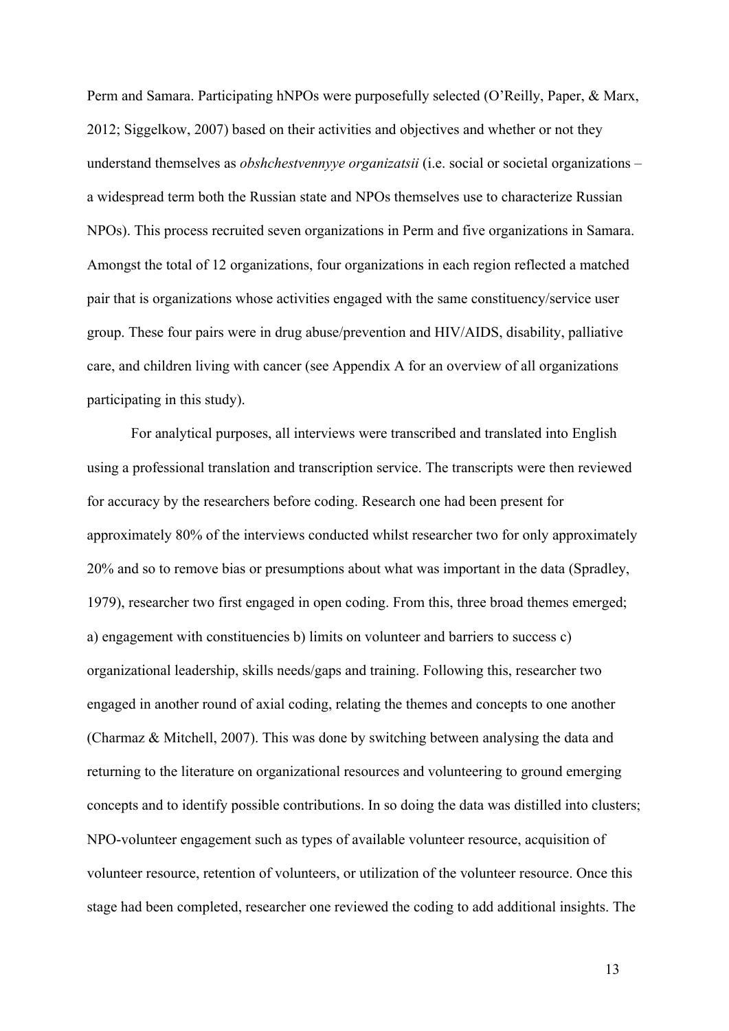Perm and Samara. Participating hNPOs were purposefully selected (O'Reilly, Paper, & Marx, 2012; Siggelkow, 2007) based on their activities and objectives and whether or not they understand themselves as *obshchestvennyye organizatsii* (i.e. social or societal organizations – a widespread term both the Russian state and NPOs themselves use to characterize Russian NPOs). This process recruited seven organizations in Perm and five organizations in Samara. Amongst the total of 12 organizations, four organizations in each region reflected a matched pair that is organizations whose activities engaged with the same constituency/service user group. These four pairs were in drug abuse/prevention and HIV/AIDS, disability, palliative care, and children living with cancer (see Appendix A for an overview of all organizations participating in this study).

For analytical purposes, all interviews were transcribed and translated into English using a professional translation and transcription service. The transcripts were then reviewed for accuracy by the researchers before coding. Research one had been present for approximately 80% of the interviews conducted whilst researcher two for only approximately 20% and so to remove bias or presumptions about what was important in the data (Spradley, 1979), researcher two first engaged in open coding. From this, three broad themes emerged; a) engagement with constituencies b) limits on volunteer and barriers to success c) organizational leadership, skills needs/gaps and training. Following this, researcher two engaged in another round of axial coding, relating the themes and concepts to one another (Charmaz & Mitchell, 2007). This was done by switching between analysing the data and returning to the literature on organizational resources and volunteering to ground emerging concepts and to identify possible contributions. In so doing the data was distilled into clusters; NPO-volunteer engagement such as types of available volunteer resource, acquisition of volunteer resource, retention of volunteers, or utilization of the volunteer resource. Once this stage had been completed, researcher one reviewed the coding to add additional insights. The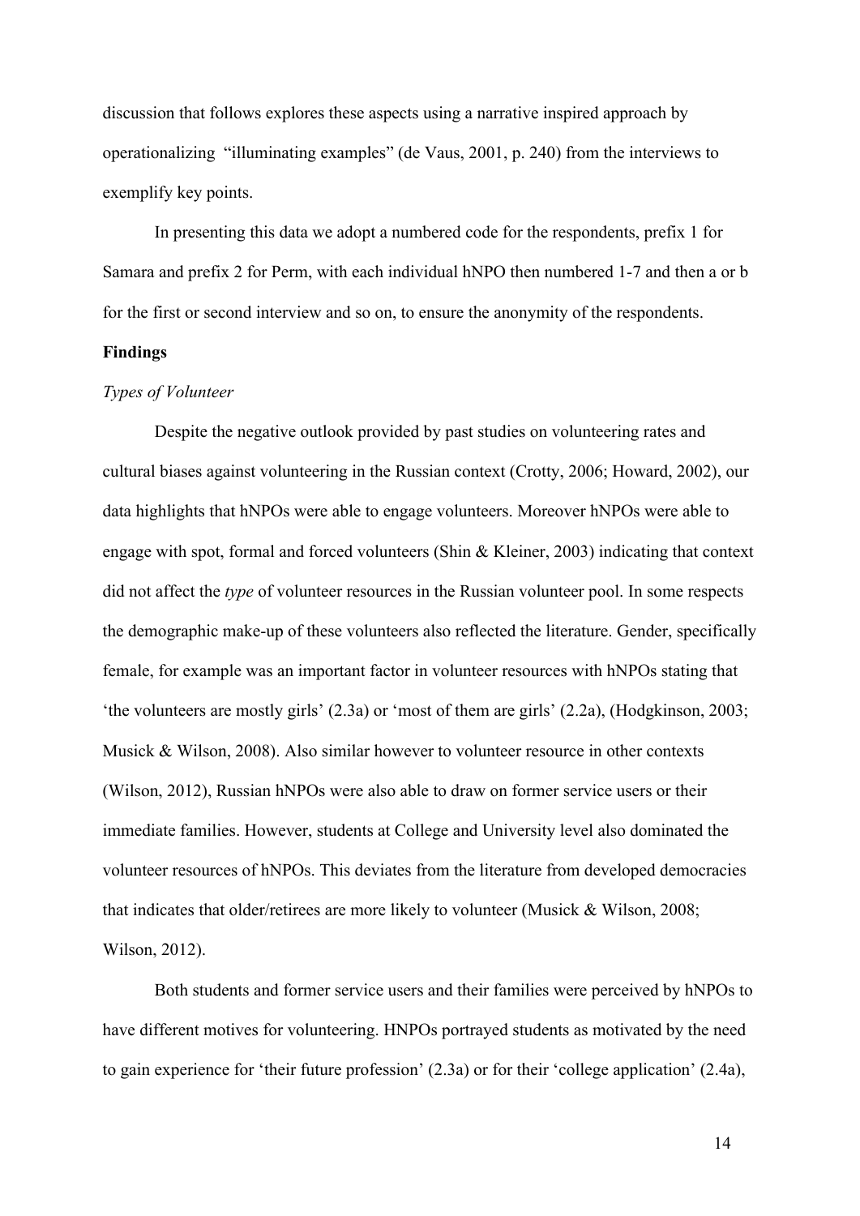discussion that follows explores these aspects using a narrative inspired approach by operationalizing "illuminating examples" (de Vaus, 2001, p. 240) from the interviews to exemplify key points.

In presenting this data we adopt a numbered code for the respondents, prefix 1 for Samara and prefix 2 for Perm, with each individual hNPO then numbered 1-7 and then a or b for the first or second interview and so on, to ensure the anonymity of the respondents.

## Findings

### *Types of Volunteer*

Despite the negative outlook provided by past studies on volunteering rates and cultural biases against volunteering in the Russian context (Crotty, 2006; Howard, 2002), our data highlights that hNPOs were able to engage volunteers. Moreover hNPOs were able to engage with spot, formal and forced volunteers (Shin & Kleiner, 2003) indicating that context did not affect the *type* of volunteer resources in the Russian volunteer pool. In some respects the demographic make-up of these volunteers also reflected the literature. Gender, specifically female, for example was an important factor in volunteer resources with hNPOs stating that 'the volunteers are mostly girls' (2.3a) or 'most of them are girls' (2.2a), (Hodgkinson, 2003; Musick & Wilson, 2008). Also similar however to volunteer resource in other contexts (Wilson, 2012), Russian hNPOs were also able to draw on former service users or their immediate families. However, students at College and University level also dominated the volunteer resources of hNPOs. This deviates from the literature from developed democracies that indicates that older/retirees are more likely to volunteer (Musick & Wilson, 2008; Wilson, 2012).

Both students and former service users and their families were perceived by hNPOs to have different motives for volunteering. HNPOs portrayed students as motivated by the need to gain experience for 'their future profession' (2.3a) or for their 'college application' (2.4a),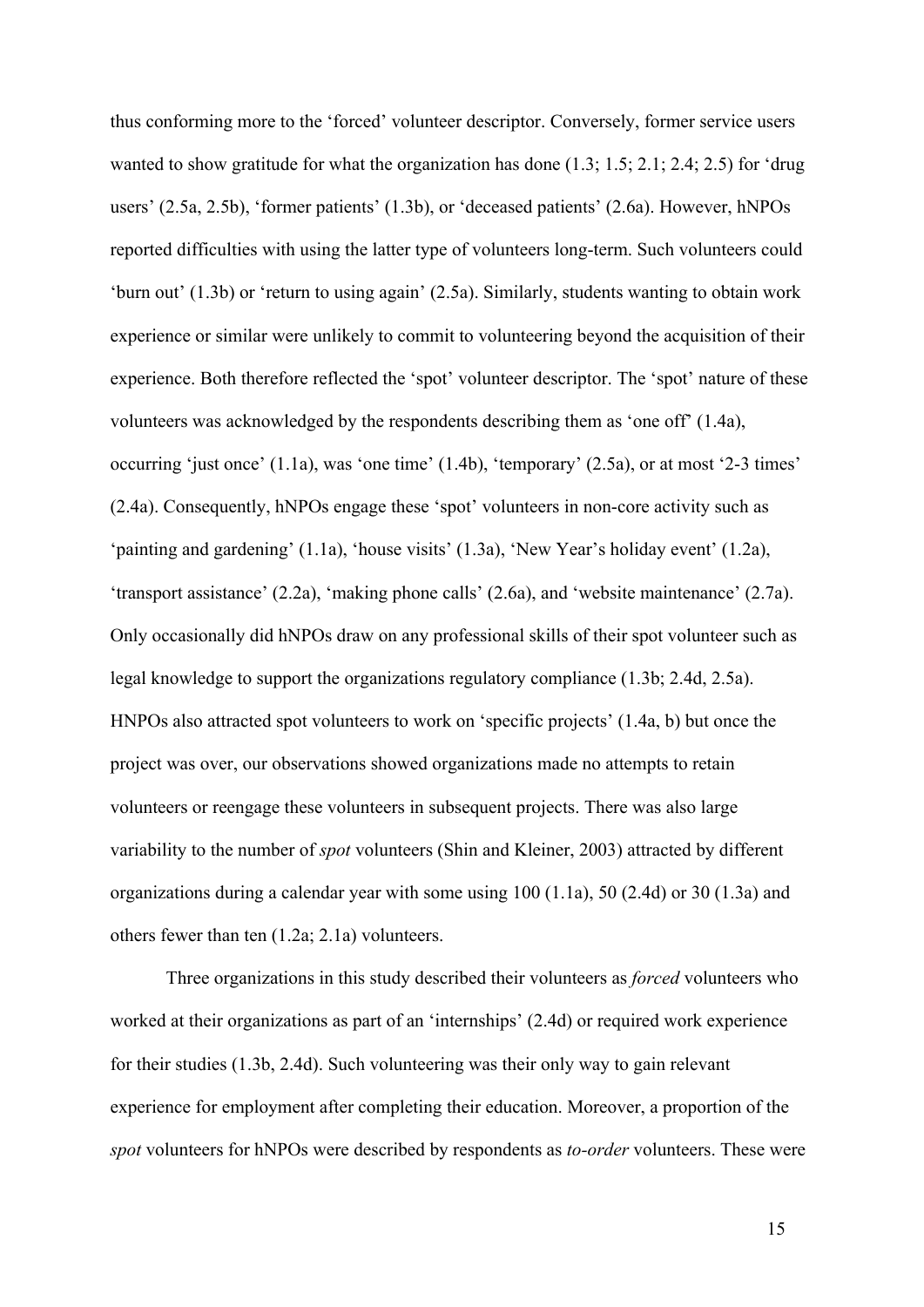thus conforming more to the 'forced' volunteer descriptor. Conversely, former service users wanted to show gratitude for what the organization has done (1.3; 1.5; 2.1; 2.4; 2.5) for 'drug users' (2.5a, 2.5b), 'former patients' (1.3b), or 'deceased patients' (2.6a). However, hNPOs reported difficulties with using the latter type of volunteers long-term. Such volunteers could 'burn out' (1.3b) or 'return to using again' (2.5a). Similarly, students wanting to obtain work experience or similar were unlikely to commit to volunteering beyond the acquisition of their experience. Both therefore reflected the 'spot' volunteer descriptor. The 'spot' nature of these volunteers was acknowledged by the respondents describing them as 'one off' (1.4a), occurring 'just once' (1.1a), was 'one time' (1.4b), 'temporary' (2.5a), or at most '2-3 times' (2.4a). Consequently, hNPOs engage these 'spot' volunteers in non-core activity such as 'painting and gardening' (1.1a), 'house visits' (1.3a), 'New Year's holiday event' (1.2a), 'transport assistance' (2.2a), 'making phone calls' (2.6a), and 'website maintenance' (2.7a). Only occasionally did hNPOs draw on any professional skills of their spot volunteer such as legal knowledge to support the organizations regulatory compliance (1.3b; 2.4d, 2.5a). HNPOs also attracted spot volunteers to work on 'specific projects' (1.4a, b) but once the project was over, our observations showed organizations made no attempts to retain volunteers or reengage these volunteers in subsequent projects. There was also large variability to the number of *spot* volunteers (Shin and Kleiner, 2003) attracted by different organizations during a calendar year with some using 100 (1.1a), 50 (2.4d) or 30 (1.3a) and others fewer than ten (1.2a; 2.1a) volunteers.

Three organizations in this study described their volunteers as *forced* volunteers who worked at their organizations as part of an 'internships' (2.4d) or required work experience for their studies (1.3b, 2.4d). Such volunteering was their only way to gain relevant experience for employment after completing their education. Moreover, a proportion of the *spot* volunteers for hNPOs were described by respondents as *to-order* volunteers. These were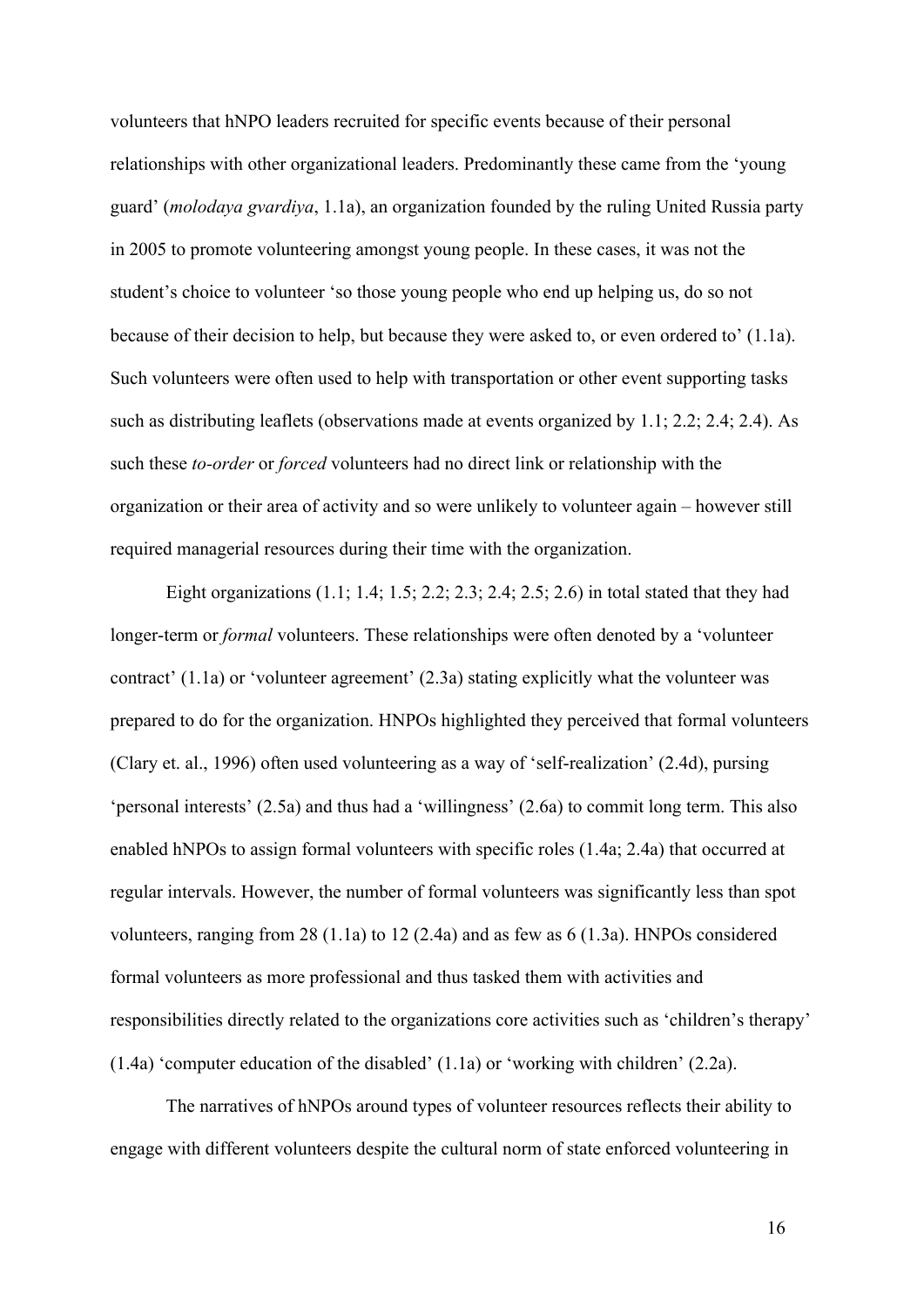volunteers that hNPO leaders recruited for specific events because of their personal relationships with other organizational leaders. Predominantly these came from the 'young guard' (*molodaya gvardiya*, 1.1a), an organization founded by the ruling United Russia party in 2005 to promote volunteering amongst young people. In these cases, it was not the student's choice to volunteer 'so those young people who end up helping us, do so not because of their decision to help, but because they were asked to, or even ordered to' (1.1a). Such volunteers were often used to help with transportation or other event supporting tasks such as distributing leaflets (observations made at events organized by 1.1; 2.2; 2.4; 2.4). As such these *to-order* or *forced* volunteers had no direct link or relationship with the organization or their area of activity and so were unlikely to volunteer again – however still required managerial resources during their time with the organization.

Eight organizations (1.1; 1.4; 1.5; 2.2; 2.3; 2.4; 2.5; 2.6) in total stated that they had longer-term or *formal* volunteers. These relationships were often denoted by a 'volunteer contract' (1.1a) or 'volunteer agreement' (2.3a) stating explicitly what the volunteer was prepared to do for the organization. HNPOs highlighted they perceived that formal volunteers (Clary et. al., 1996) often used volunteering as a way of 'self-realization' (2.4d), pursing 'personal interests' (2.5a) and thus had a 'willingness' (2.6a) to commit long term. This also enabled hNPOs to assign formal volunteers with specific roles (1.4a; 2.4a) that occurred at regular intervals. However, the number of formal volunteers was significantly less than spot volunteers, ranging from 28 (1.1a) to 12 (2.4a) and as few as 6 (1.3a). HNPOs considered formal volunteers as more professional and thus tasked them with activities and responsibilities directly related to the organizations core activities such as 'children's therapy' (1.4a) 'computer education of the disabled' (1.1a) or 'working with children' (2.2a).

The narratives of hNPOs around types of volunteer resources reflects their ability to engage with different volunteers despite the cultural norm of state enforced volunteering in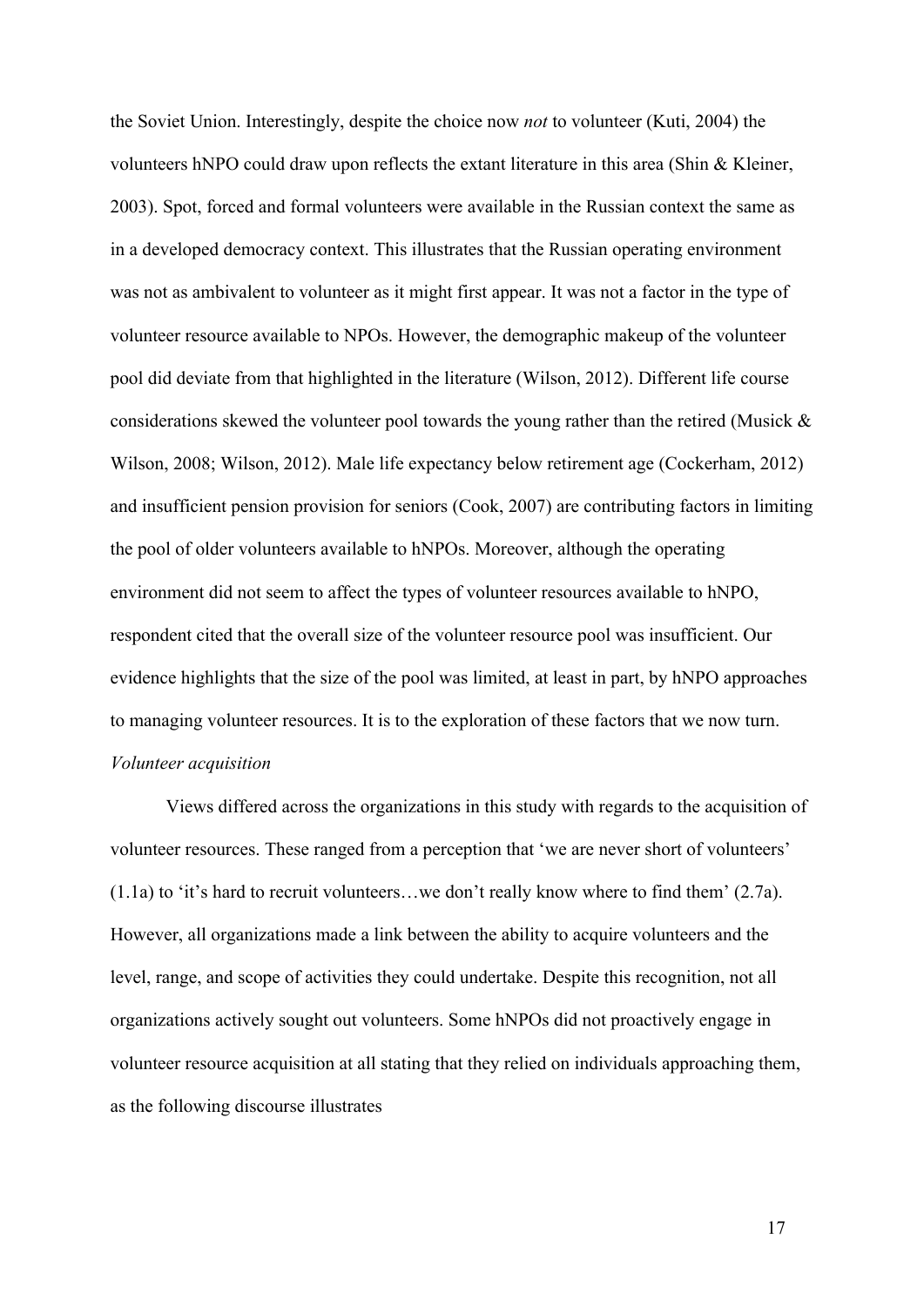the Soviet Union. Interestingly, despite the choice now *not* to volunteer (Kuti, 2004) the volunteers hNPO could draw upon reflects the extant literature in this area (Shin & Kleiner, 2003). Spot, forced and formal volunteers were available in the Russian context the same as in a developed democracy context. This illustrates that the Russian operating environment was not as ambivalent to volunteer as it might first appear. It was not a factor in the type of volunteer resource available to NPOs. However, the demographic makeup of the volunteer pool did deviate from that highlighted in the literature (Wilson, 2012). Different life course considerations skewed the volunteer pool towards the young rather than the retired (Musick & Wilson, 2008; Wilson, 2012). Male life expectancy below retirement age (Cockerham, 2012) and insufficient pension provision for seniors (Cook, 2007) are contributing factors in limiting the pool of older volunteers available to hNPOs. Moreover, although the operating environment did not seem to affect the types of volunteer resources available to hNPO, respondent cited that the overall size of the volunteer resource pool was insufficient. Our evidence highlights that the size of the pool was limited, at least in part, by hNPO approaches to managing volunteer resources. It is to the exploration of these factors that we now turn.

*Volunteer acquisition*

Views differed across the organizations in this study with regards to the acquisition of volunteer resources. These ranged from a perception that 'we are never short of volunteers' (1.1a) to 'it's hard to recruit volunteers…we don't really know where to find them' (2.7a). However, all organizations made a link between the ability to acquire volunteers and the level, range, and scope of activities they could undertake. Despite this recognition, not all organizations actively sought out volunteers. Some hNPOs did not proactively engage in volunteer resource acquisition at all stating that they relied on individuals approaching them, as the following discourse illustrates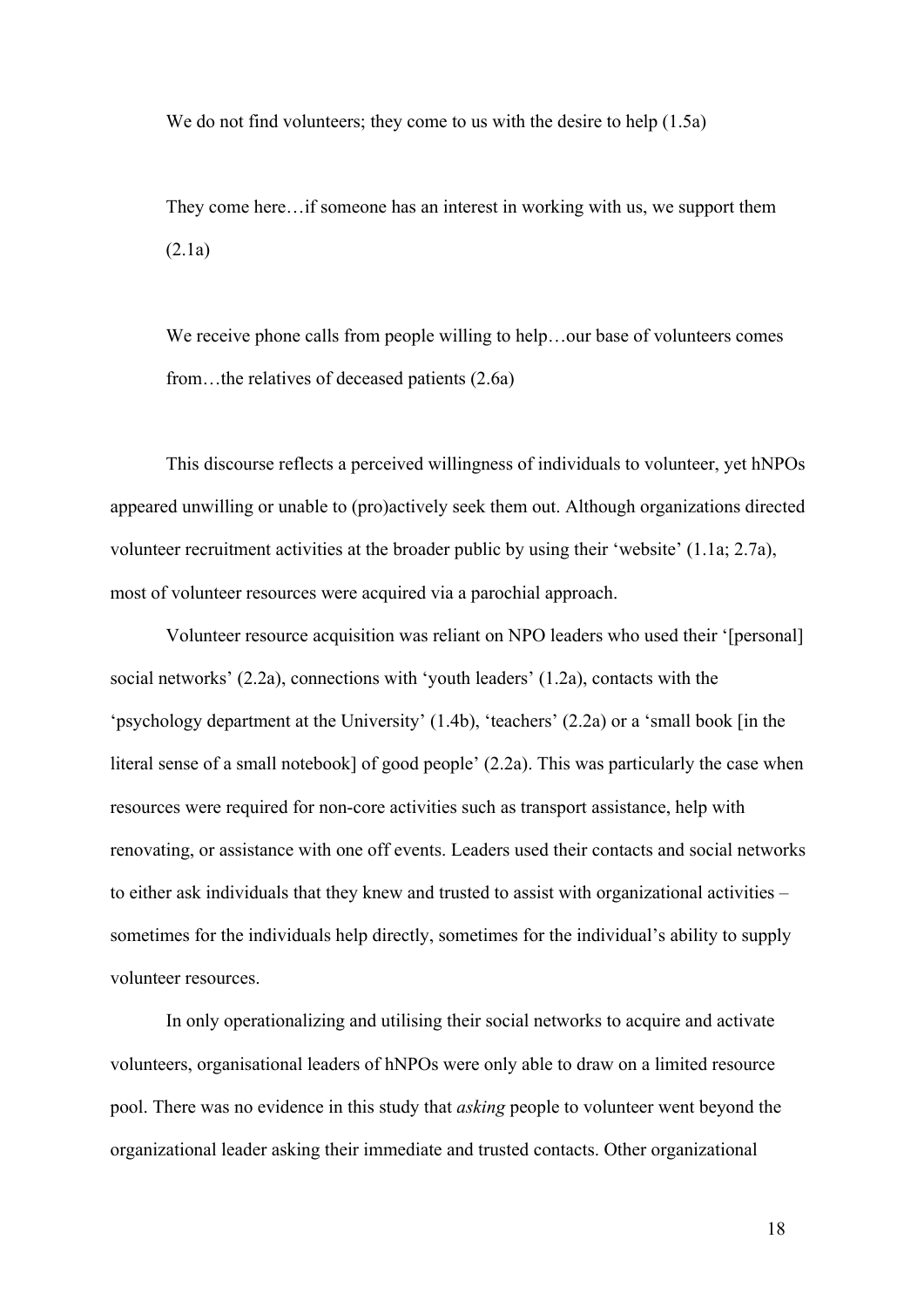> We do not find volunteers; they come to us with the desire to help (1.5a)

> They come here…if someone has an interest in working with us, we support them (2.1a)

> We receive phone calls from people willing to help…our base of volunteers comes from…the relatives of deceased patients (2.6a)

This discourse reflects a perceived willingness of individuals to volunteer, yet hNPOs appeared unwilling or unable to (pro)actively seek them out. Although organizations directed volunteer recruitment activities at the broader public by using their 'website' (1.1a; 2.7a), most of volunteer resources were acquired via a parochial approach.

Volunteer resource acquisition was reliant on NPO leaders who used their '[personal] social networks' (2.2a), connections with 'youth leaders' (1.2a), contacts with the 'psychology department at the University' (1.4b), 'teachers' (2.2a) or a 'small book [in the literal sense of a small notebook] of good people' (2.2a). This was particularly the case when resources were required for non-core activities such as transport assistance, help with renovating, or assistance with one off events. Leaders used their contacts and social networks to either ask individuals that they knew and trusted to assist with organizational activities – sometimes for the individuals help directly, sometimes for the individual's ability to supply volunteer resources.

In only operationalizing and utilising their social networks to acquire and activate volunteers, organisational leaders of hNPOs were only able to draw on a limited resource pool. There was no evidence in this study that *asking* people to volunteer went beyond the organizational leader asking their immediate and trusted contacts. Other organizational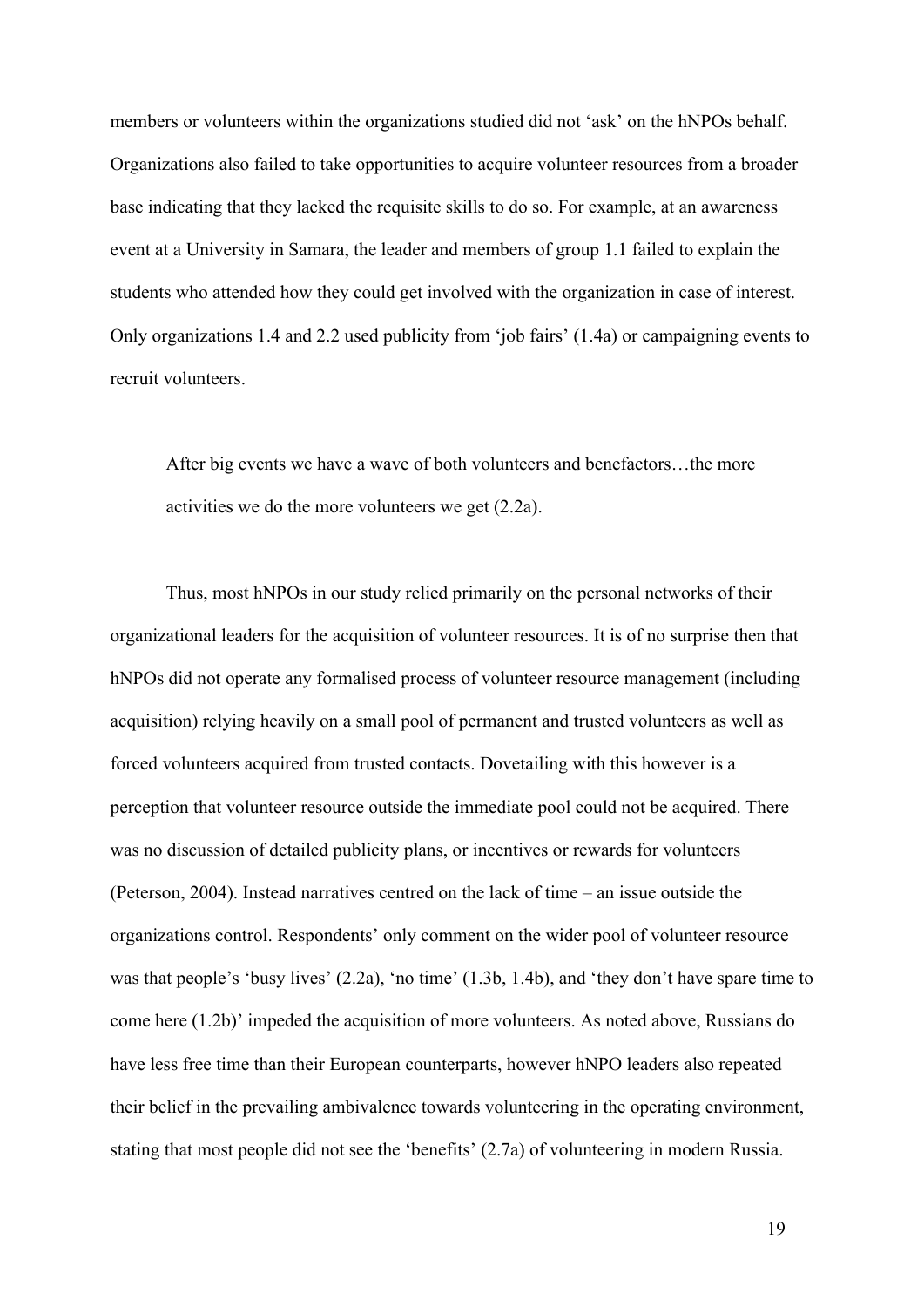members or volunteers within the organizations studied did not 'ask' on the hNPOs behalf. Organizations also failed to take opportunities to acquire volunteer resources from a broader base indicating that they lacked the requisite skills to do so. For example, at an awareness event at a University in Samara, the leader and members of group 1.1 failed to explain the students who attended how they could get involved with the organization in case of interest. Only organizations 1.4 and 2.2 used publicity from 'job fairs' (1.4a) or campaigning events to recruit volunteers.

> After big events we have a wave of both volunteers and benefactors…the more activities we do the more volunteers we get (2.2a).

Thus, most hNPOs in our study relied primarily on the personal networks of their organizational leaders for the acquisition of volunteer resources. It is of no surprise then that hNPOs did not operate any formalised process of volunteer resource management (including acquisition) relying heavily on a small pool of permanent and trusted volunteers as well as forced volunteers acquired from trusted contacts. Dovetailing with this however is a perception that volunteer resource outside the immediate pool could not be acquired. There was no discussion of detailed publicity plans, or incentives or rewards for volunteers (Peterson, 2004). Instead narratives centred on the lack of time – an issue outside the organizations control. Respondents' only comment on the wider pool of volunteer resource was that people's 'busy lives' (2.2a), 'no time' (1.3b, 1.4b), and 'they don't have spare time to come here (1.2b)' impeded the acquisition of more volunteers. As noted above, Russians do have less free time than their European counterparts, however hNPO leaders also repeated their belief in the prevailing ambivalence towards volunteering in the operating environment, stating that most people did not see the 'benefits' (2.7a) of volunteering in modern Russia.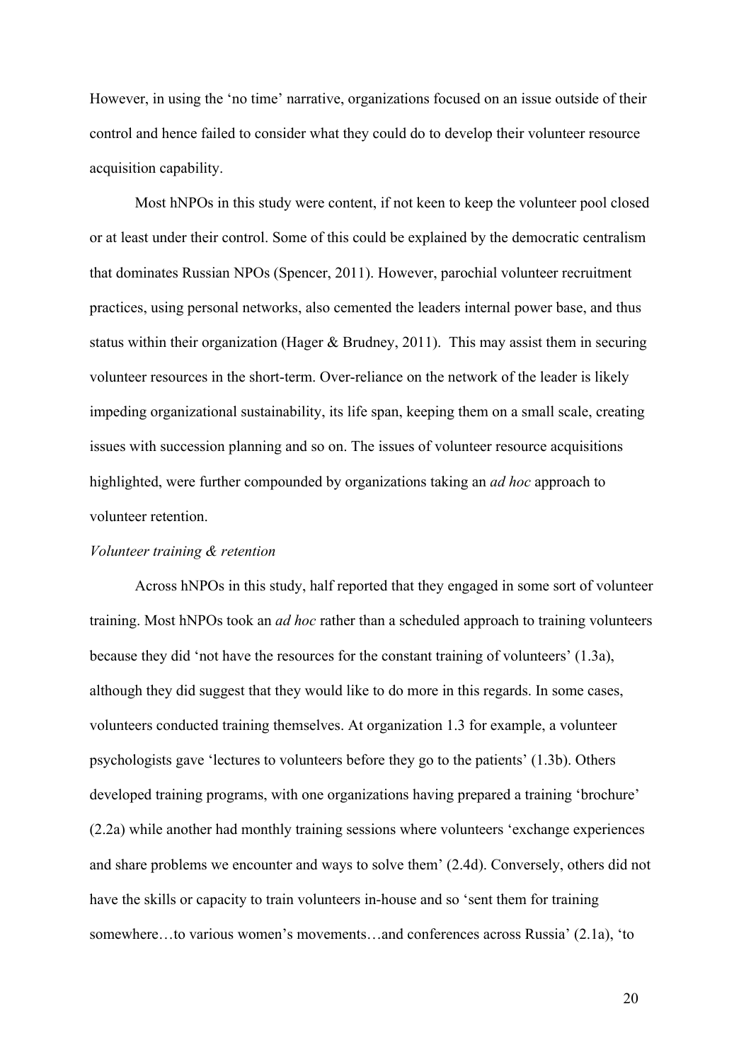However, in using the 'no time' narrative, organizations focused on an issue outside of their control and hence failed to consider what they could do to develop their volunteer resource acquisition capability.

Most hNPOs in this study were content, if not keen to keep the volunteer pool closed or at least under their control. Some of this could be explained by the democratic centralism that dominates Russian NPOs (Spencer, 2011). However, parochial volunteer recruitment practices, using personal networks, also cemented the leaders internal power base, and thus status within their organization (Hager & Brudney, 2011). This may assist them in securing volunteer resources in the short-term. Over-reliance on the network of the leader is likely impeding organizational sustainability, its life span, keeping them on a small scale, creating issues with succession planning and so on. The issues of volunteer resource acquisitions highlighted, were further compounded by organizations taking an *ad hoc* approach to volunteer retention.

*Volunteer training & retention*

Across hNPOs in this study, half reported that they engaged in some sort of volunteer training. Most hNPOs took an *ad hoc* rather than a scheduled approach to training volunteers because they did 'not have the resources for the constant training of volunteers' (1.3a), although they did suggest that they would like to do more in this regards. In some cases, volunteers conducted training themselves. At organization 1.3 for example, a volunteer psychologists gave 'lectures to volunteers before they go to the patients' (1.3b). Others developed training programs, with one organizations having prepared a training 'brochure' (2.2a) while another had monthly training sessions where volunteers 'exchange experiences and share problems we encounter and ways to solve them' (2.4d). Conversely, others did not have the skills or capacity to train volunteers in-house and so 'sent them for training somewhere…to various women's movements…and conferences across Russia' (2.1a), 'to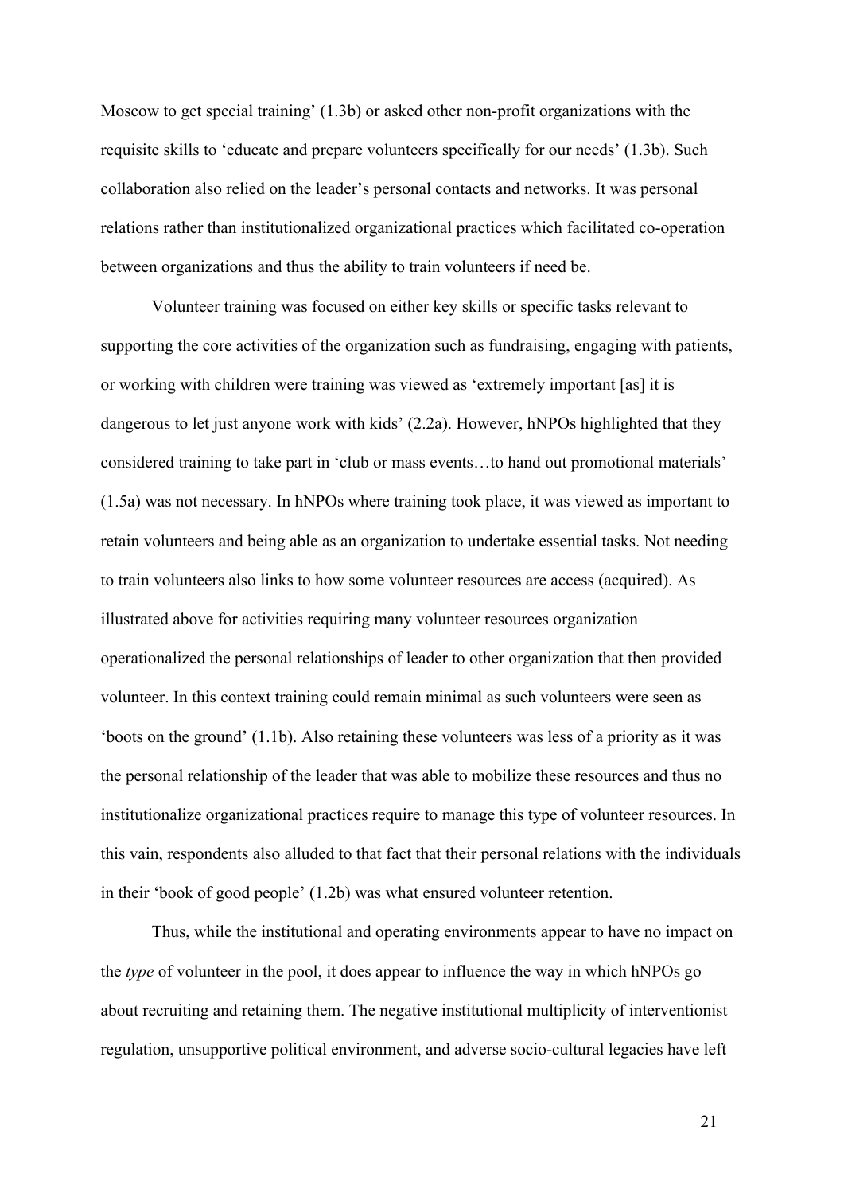Moscow to get special training' (1.3b) or asked other non-profit organizations with the requisite skills to 'educate and prepare volunteers specifically for our needs' (1.3b). Such collaboration also relied on the leader's personal contacts and networks. It was personal relations rather than institutionalized organizational practices which facilitated co-operation between organizations and thus the ability to train volunteers if need be.

Volunteer training was focused on either key skills or specific tasks relevant to supporting the core activities of the organization such as fundraising, engaging with patients, or working with children were training was viewed as 'extremely important [as] it is dangerous to let just anyone work with kids' (2.2a). However, hNPOs highlighted that they considered training to take part in 'club or mass events…to hand out promotional materials' (1.5a) was not necessary. In hNPOs where training took place, it was viewed as important to retain volunteers and being able as an organization to undertake essential tasks. Not needing to train volunteers also links to how some volunteer resources are access (acquired). As illustrated above for activities requiring many volunteer resources organization operationalized the personal relationships of leader to other organization that then provided volunteer. In this context training could remain minimal as such volunteers were seen as 'boots on the ground' (1.1b). Also retaining these volunteers was less of a priority as it was the personal relationship of the leader that was able to mobilize these resources and thus no institutionalize organizational practices require to manage this type of volunteer resources. In this vain, respondents also alluded to that fact that their personal relations with the individuals in their 'book of good people' (1.2b) was what ensured volunteer retention.

Thus, while the institutional and operating environments appear to have no impact on the *type* of volunteer in the pool, it does appear to influence the way in which hNPOs go about recruiting and retaining them. The negative institutional multiplicity of interventionist regulation, unsupportive political environment, and adverse socio-cultural legacies have left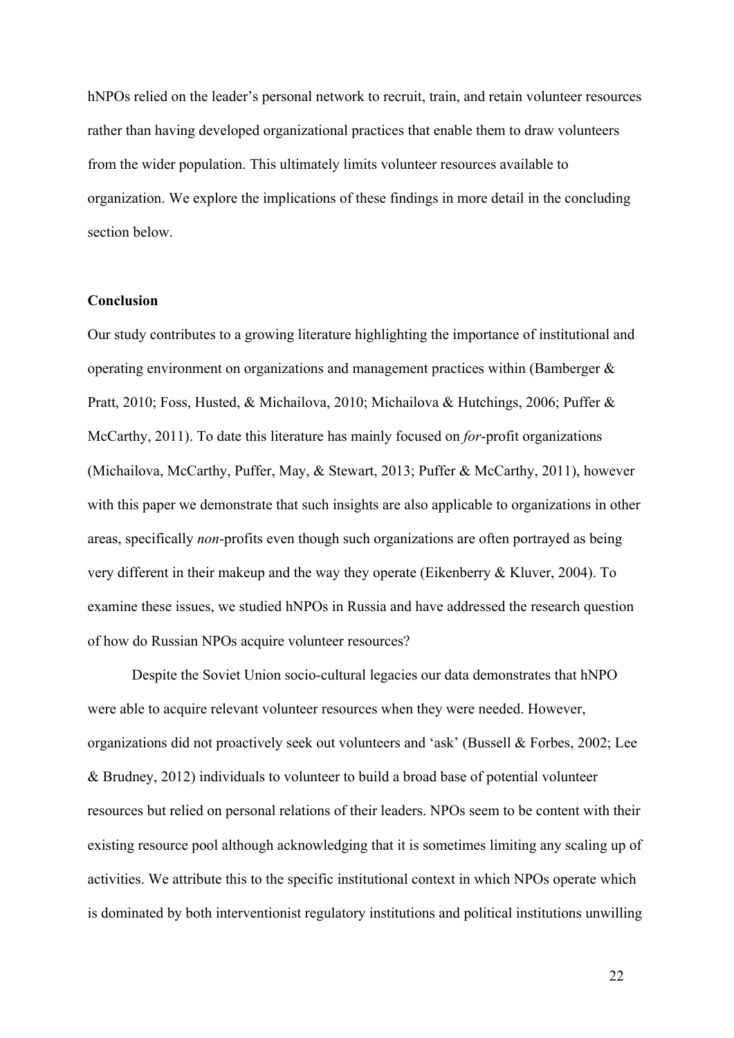hNPOs relied on the leader's personal network to recruit, train, and retain volunteer resources rather than having developed organizational practices that enable them to draw volunteers from the wider population. This ultimately limits volunteer resources available to organization. We explore the implications of these findings in more detail in the concluding section below.

## Conclusion

Our study contributes to a growing literature highlighting the importance of institutional and operating environment on organizations and management practices within (Bamberger & Pratt, 2010; Foss, Husted, & Michailova, 2010; Michailova & Hutchings, 2006; Puffer & McCarthy, 2011). To date this literature has mainly focused on *for*-profit organizations (Michailova, McCarthy, Puffer, May, & Stewart, 2013; Puffer & McCarthy, 2011), however with this paper we demonstrate that such insights are also applicable to organizations in other areas, specifically *non*-profits even though such organizations are often portrayed as being very different in their makeup and the way they operate (Eikenberry & Kluver, 2004). To examine these issues, we studied hNPOs in Russia and have addressed the research question of how do Russian NPOs acquire volunteer resources?

Despite the Soviet Union socio-cultural legacies our data demonstrates that hNPO were able to acquire relevant volunteer resources when they were needed. However, organizations did not proactively seek out volunteers and 'ask' (Bussell & Forbes, 2002; Lee & Brudney, 2012) individuals to volunteer to build a broad base of potential volunteer resources but relied on personal relations of their leaders. NPOs seem to be content with their existing resource pool although acknowledging that it is sometimes limiting any scaling up of activities. We attribute this to the specific institutional context in which NPOs operate which is dominated by both interventionist regulatory institutions and political institutions unwilling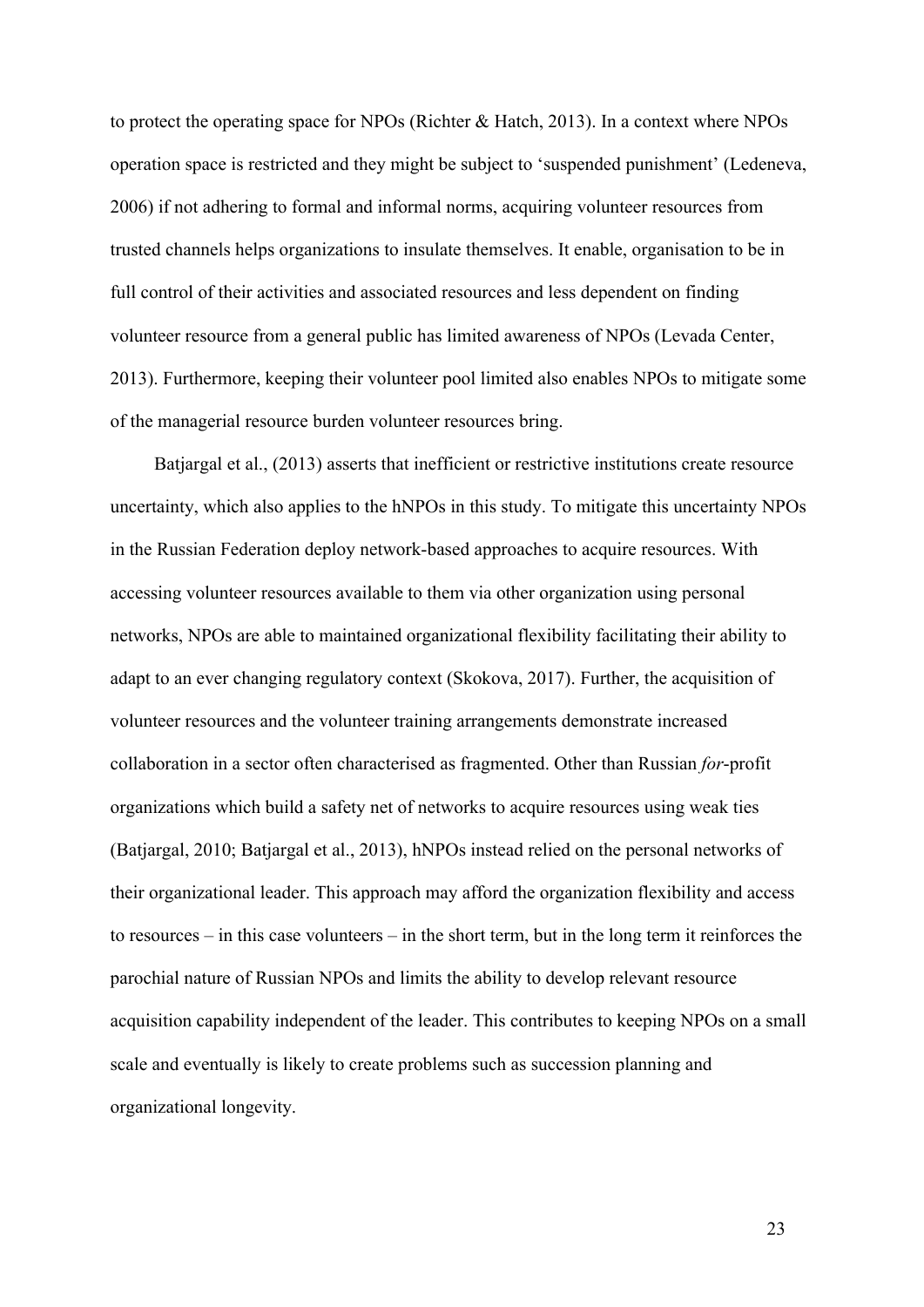to protect the operating space for NPOs (Richter & Hatch, 2013). In a context where NPOs operation space is restricted and they might be subject to 'suspended punishment' (Ledeneva, 2006) if not adhering to formal and informal norms, acquiring volunteer resources from trusted channels helps organizations to insulate themselves. It enable, organisation to be in full control of their activities and associated resources and less dependent on finding volunteer resource from a general public has limited awareness of NPOs (Levada Center, 2013). Furthermore, keeping their volunteer pool limited also enables NPOs to mitigate some of the managerial resource burden volunteer resources bring.

Batjargal et al., (2013) asserts that inefficient or restrictive institutions create resource uncertainty, which also applies to the hNPOs in this study. To mitigate this uncertainty NPOs in the Russian Federation deploy network-based approaches to acquire resources. With accessing volunteer resources available to them via other organization using personal networks, NPOs are able to maintained organizational flexibility facilitating their ability to adapt to an ever changing regulatory context (Skokova, 2017). Further, the acquisition of volunteer resources and the volunteer training arrangements demonstrate increased collaboration in a sector often characterised as fragmented. Other than Russian *for*-profit organizations which build a safety net of networks to acquire resources using weak ties (Batjargal, 2010; Batjargal et al., 2013), hNPOs instead relied on the personal networks of their organizational leader. This approach may afford the organization flexibility and access to resources – in this case volunteers – in the short term, but in the long term it reinforces the parochial nature of Russian NPOs and limits the ability to develop relevant resource acquisition capability independent of the leader. This contributes to keeping NPOs on a small scale and eventually is likely to create problems such as succession planning and organizational longevity.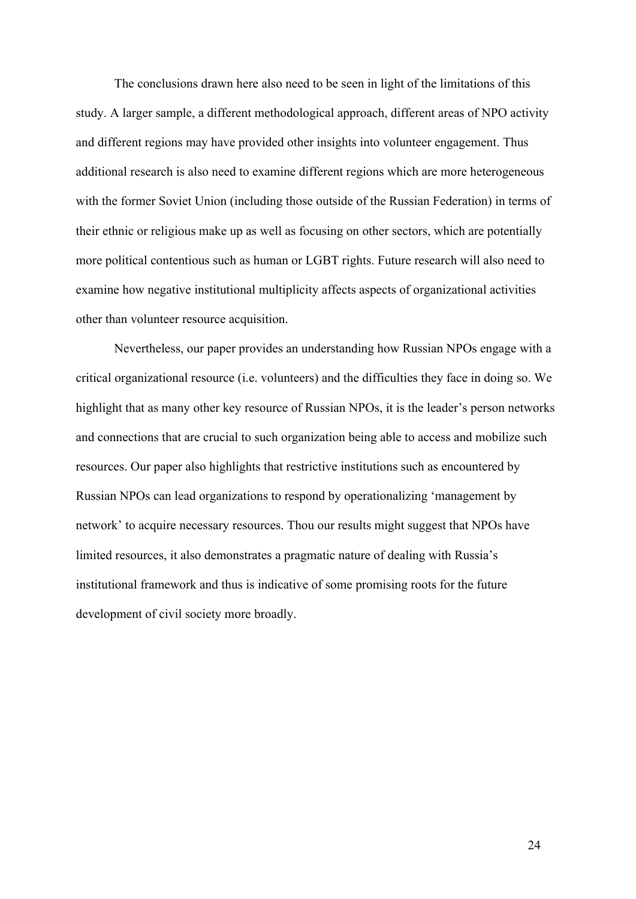The conclusions drawn here also need to be seen in light of the limitations of this study. A larger sample, a different methodological approach, different areas of NPO activity and different regions may have provided other insights into volunteer engagement. Thus additional research is also need to examine different regions which are more heterogeneous with the former Soviet Union (including those outside of the Russian Federation) in terms of their ethnic or religious make up as well as focusing on other sectors, which are potentially more political contentious such as human or LGBT rights. Future research will also need to examine how negative institutional multiplicity affects aspects of organizational activities other than volunteer resource acquisition.

Nevertheless, our paper provides an understanding how Russian NPOs engage with a critical organizational resource (i.e. volunteers) and the difficulties they face in doing so. We highlight that as many other key resource of Russian NPOs, it is the leader's person networks and connections that are crucial to such organization being able to access and mobilize such resources. Our paper also highlights that restrictive institutions such as encountered by Russian NPOs can lead organizations to respond by operationalizing 'management by network' to acquire necessary resources. Thou our results might suggest that NPOs have limited resources, it also demonstrates a pragmatic nature of dealing with Russia's institutional framework and thus is indicative of some promising roots for the future development of civil society more broadly.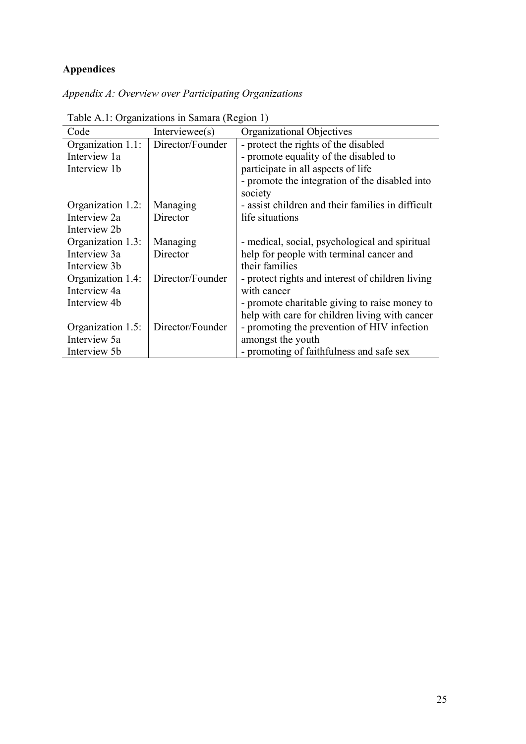**Appendices**

*Appendix A: Overview over Participating Organizations*

Table A.1: Organizations in Samara (Region 1)

| Code | Interviewee(s) | Organizational Objectives |
|---|---|---|
| Organization 1.1: Interview 1a Interview 1b | Director/Founder | - protect the rights of the disabled<br>- promote equality of the disabled to participate in all aspects of life<br>- promote the integration of the disabled into society |
| Organization 1.2: Interview 2a Interview 2b | Managing Director | - assist children and their families in difficult life situations |
| Organization 1.3: Interview 3a Interview 3b | Managing Director | - medical, social, psychological and spiritual help for people with terminal cancer and their families |
| Organization 1.4: Interview 4a Interview 4b | Director/Founder | - protect rights and interest of children living with cancer<br>- promote charitable giving to raise money to help with care for children living with cancer |
| Organization 1.5: Interview 5a Interview 5b | Director/Founder | - promoting the prevention of HIV infection amongst the youth<br>- promoting of faithfulness and safe sex |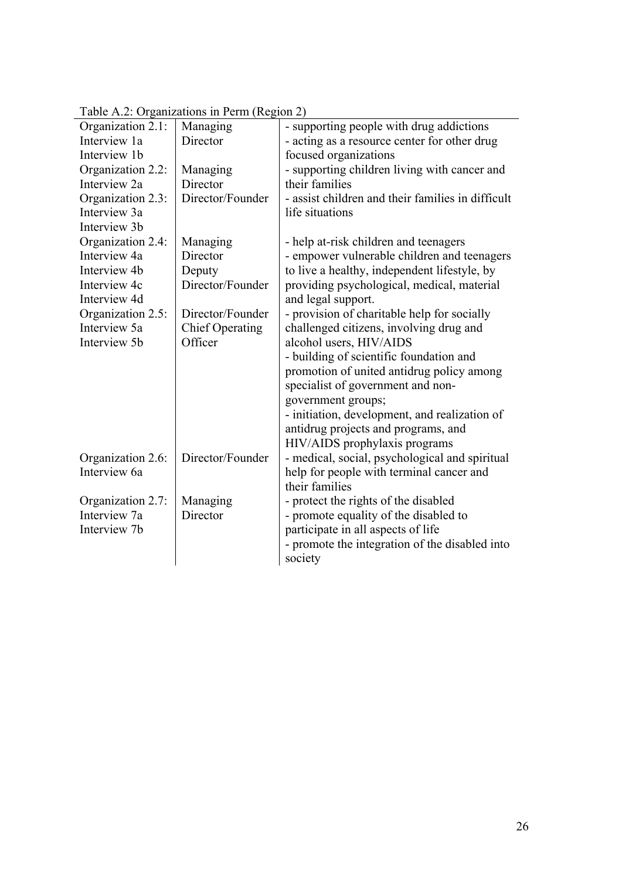Table A.2: Organizations in Perm (Region 2)

| | | |
|---|---|---|
| Organization 2.1:<br>Interview 1a<br>Interview 1b | Managing Director | - supporting people with drug addictions<br>- acting as a resource center for other drug focused organizations |
| Organization 2.2:<br>Interview 2a | Managing Director | - supporting children living with cancer and their families |
| Organization 2.3:<br>Interview 3a<br>Interview 3b | Director/Founder | - assist children and their families in difficult life situations |
| Organization 2.4:<br>Interview 4a<br>Interview 4b<br>Interview 4c<br>Interview 4d | Managing Director<br>Deputy Director/Founder | - help at-risk children and teenagers<br>- empower vulnerable children and teenagers to live a healthy, independent lifestyle, by providing psychological, medical, material and legal support. |
| Organization 2.5:<br>Interview 5a<br>Interview 5b | Director/Founder<br>Chief Operating Officer | - provision of charitable help for socially challenged citizens, involving drug and alcohol users, HIV/AIDS<br>- building of scientific foundation and promotion of united antidrug policy among specialist of government and non-government groups;<br>- initiation, development, and realization of antidrug projects and programs, and HIV/AIDS prophylaxis programs |
| Organization 2.6:<br>Interview 6a | Director/Founder | - medical, social, psychological and spiritual help for people with terminal cancer and their families |
| Organization 2.7:<br>Interview 7a<br>Interview 7b | Managing Director | - protect the rights of the disabled<br>- promote equality of the disabled to participate in all aspects of life<br>- promote the integration of the disabled into society |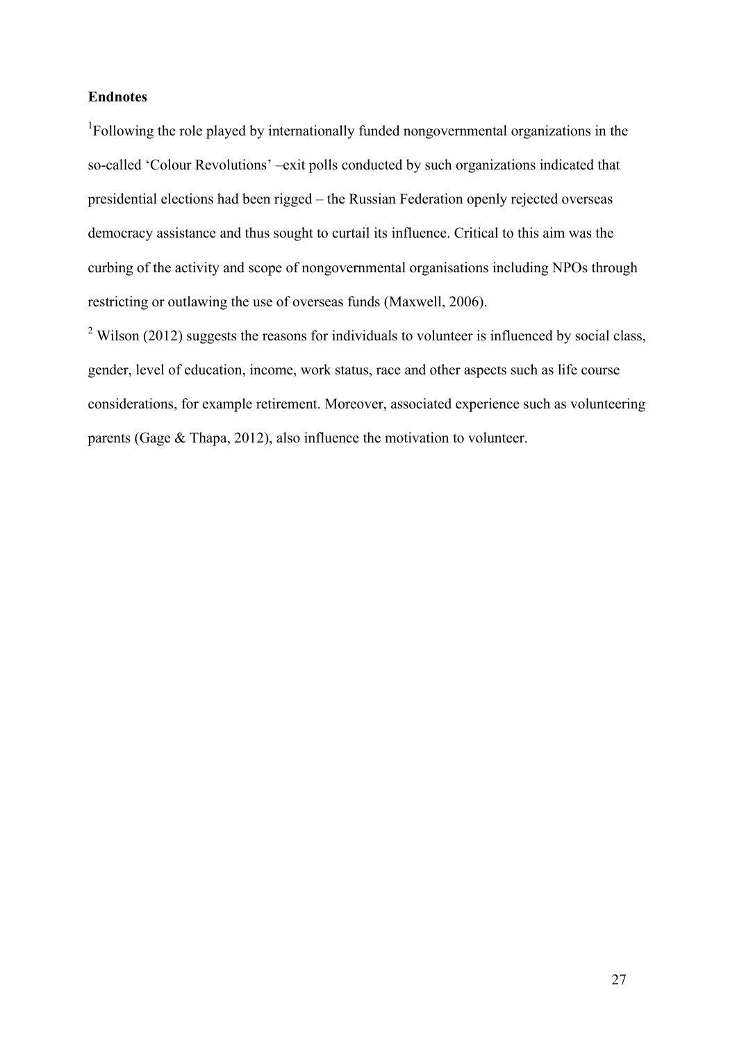**Endnotes**

[1]Following the role played by internationally funded nongovernmental organizations in the so-called 'Colour Revolutions' –exit polls conducted by such organizations indicated that presidential elections had been rigged – the Russian Federation openly rejected overseas democracy assistance and thus sought to curtail its influence. Critical to this aim was the curbing of the activity and scope of nongovernmental organisations including NPOs through restricting or outlawing the use of overseas funds (Maxwell, 2006).

[2] Wilson (2012) suggests the reasons for individuals to volunteer is influenced by social class, gender, level of education, income, work status, race and other aspects such as life course considerations, for example retirement. Moreover, associated experience such as volunteering parents (Gage & Thapa, 2012), also influence the motivation to volunteer.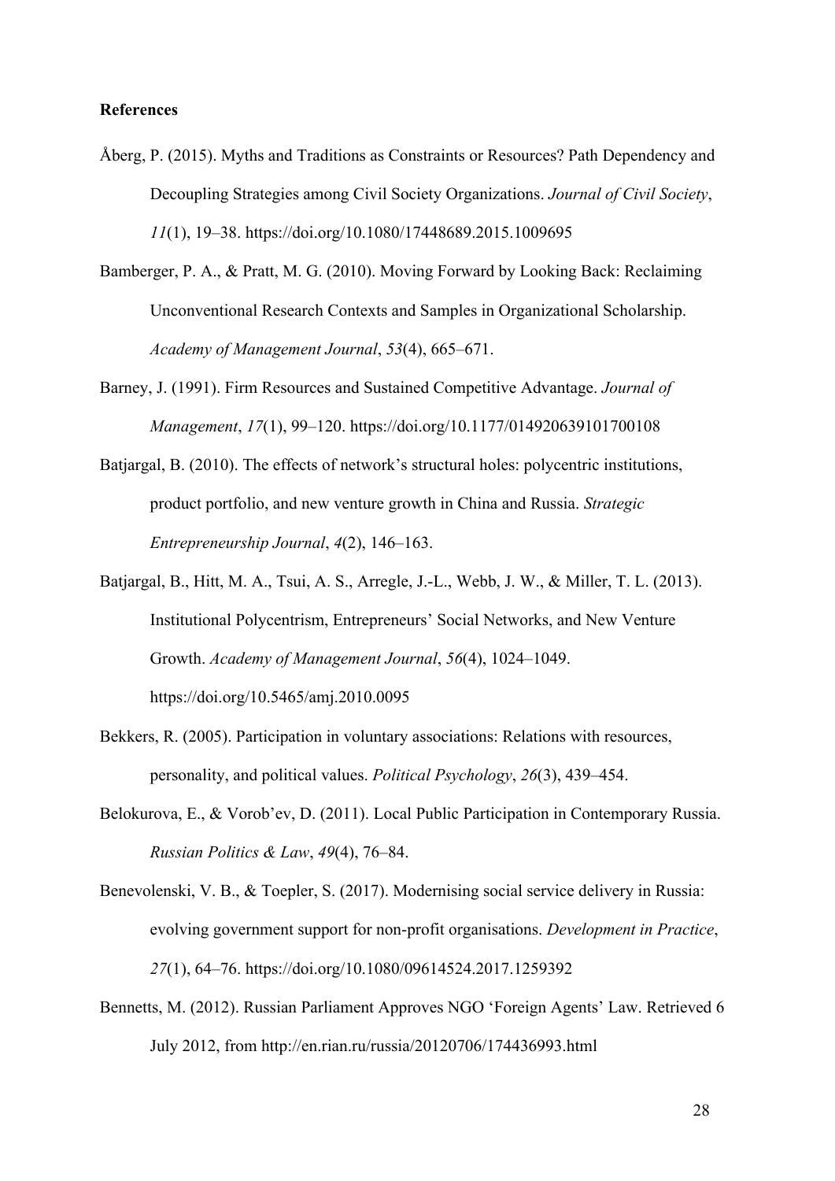**References**

Åberg, P. (2015). Myths and Traditions as Constraints or Resources? Path Dependency and Decoupling Strategies among Civil Society Organizations. *Journal of Civil Society*, *11*(1), 19–38. https://doi.org/10.1080/17448689.2015.1009695

Bamberger, P. A., & Pratt, M. G. (2010). Moving Forward by Looking Back: Reclaiming Unconventional Research Contexts and Samples in Organizational Scholarship. *Academy of Management Journal*, *53*(4), 665–671.

Barney, J. (1991). Firm Resources and Sustained Competitive Advantage. *Journal of Management*, *17*(1), 99–120. https://doi.org/10.1177/014920639101700108

Batjargal, B. (2010). The effects of network's structural holes: polycentric institutions, product portfolio, and new venture growth in China and Russia. *Strategic Entrepreneurship Journal*, *4*(2), 146–163.

Batjargal, B., Hitt, M. A., Tsui, A. S., Arregle, J.-L., Webb, J. W., & Miller, T. L. (2013). Institutional Polycentrism, Entrepreneurs' Social Networks, and New Venture Growth. *Academy of Management Journal*, *56*(4), 1024–1049. https://doi.org/10.5465/amj.2010.0095

Bekkers, R. (2005). Participation in voluntary associations: Relations with resources, personality, and political values. *Political Psychology*, *26*(3), 439–454.

Belokurova, E., & Vorob'ev, D. (2011). Local Public Participation in Contemporary Russia. *Russian Politics & Law*, *49*(4), 76–84.

Benevolenski, V. B., & Toepler, S. (2017). Modernising social service delivery in Russia: evolving government support for non-profit organisations. *Development in Practice*, *27*(1), 64–76. https://doi.org/10.1080/09614524.2017.1259392

Bennetts, M. (2012). Russian Parliament Approves NGO 'Foreign Agents' Law. Retrieved 6 July 2012, from http://en.rian.ru/russia/20120706/174436993.html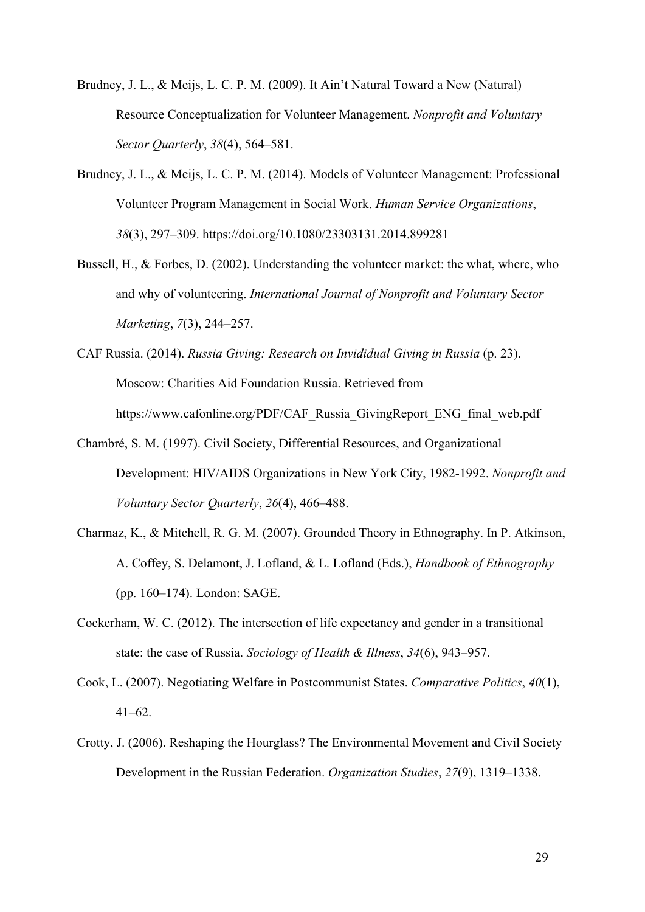Brudney, J. L., & Meijs, L. C. P. M. (2009). It Ain't Natural Toward a New (Natural) Resource Conceptualization for Volunteer Management. *Nonprofit and Voluntary Sector Quarterly*, *38*(4), 564–581.

Brudney, J. L., & Meijs, L. C. P. M. (2014). Models of Volunteer Management: Professional Volunteer Program Management in Social Work. *Human Service Organizations*, *38*(3), 297–309. https://doi.org/10.1080/23303131.2014.899281

Bussell, H., & Forbes, D. (2002). Understanding the volunteer market: the what, where, who and why of volunteering. *International Journal of Nonprofit and Voluntary Sector Marketing*, *7*(3), 244–257.

CAF Russia. (2014). *Russia Giving: Research on Invididual Giving in Russia* (p. 23). Moscow: Charities Aid Foundation Russia. Retrieved from https://www.cafonline.org/PDF/CAF_Russia_GivingReport_ENG_final_web.pdf

Chambré, S. M. (1997). Civil Society, Differential Resources, and Organizational Development: HIV/AIDS Organizations in New York City, 1982-1992. *Nonprofit and Voluntary Sector Quarterly*, *26*(4), 466–488.

Charmaz, K., & Mitchell, R. G. M. (2007). Grounded Theory in Ethnography. In P. Atkinson, A. Coffey, S. Delamont, J. Lofland, & L. Lofland (Eds.), *Handbook of Ethnography* (pp. 160–174). London: SAGE.

Cockerham, W. C. (2012). The intersection of life expectancy and gender in a transitional state: the case of Russia. *Sociology of Health & Illness*, *34*(6), 943–957.

Cook, L. (2007). Negotiating Welfare in Postcommunist States. *Comparative Politics*, *40*(1), 41–62.

Crotty, J. (2006). Reshaping the Hourglass? The Environmental Movement and Civil Society Development in the Russian Federation. *Organization Studies*, *27*(9), 1319–1338.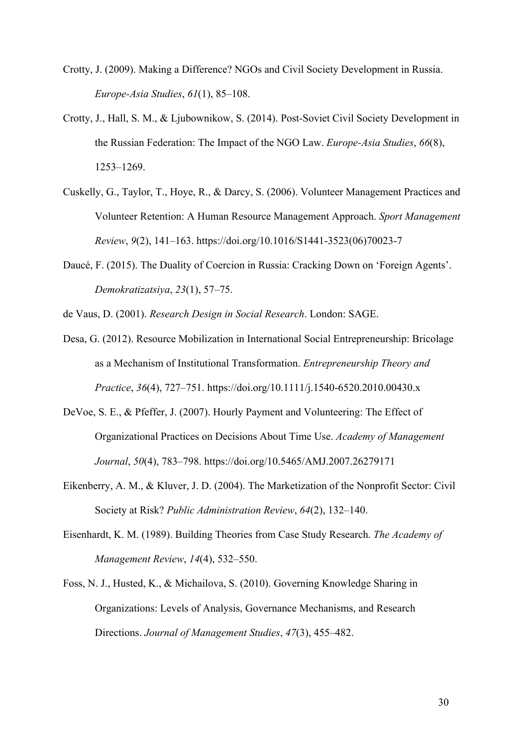Crotty, J. (2009). Making a Difference? NGOs and Civil Society Development in Russia. *Europe-Asia Studies*, *61*(1), 85–108.

Crotty, J., Hall, S. M., & Ljubownikow, S. (2014). Post-Soviet Civil Society Development in the Russian Federation: The Impact of the NGO Law. *Europe-Asia Studies*, *66*(8), 1253–1269.

Cuskelly, G., Taylor, T., Hoye, R., & Darcy, S. (2006). Volunteer Management Practices and Volunteer Retention: A Human Resource Management Approach. *Sport Management Review*, *9*(2), 141–163. https://doi.org/10.1016/S1441-3523(06)70023-7

Daucé, F. (2015). The Duality of Coercion in Russia: Cracking Down on 'Foreign Agents'. *Demokratizatsiya*, *23*(1), 57–75.

de Vaus, D. (2001). *Research Design in Social Research*. London: SAGE.

Desa, G. (2012). Resource Mobilization in International Social Entrepreneurship: Bricolage as a Mechanism of Institutional Transformation. *Entrepreneurship Theory and Practice*, *36*(4), 727–751. https://doi.org/10.1111/j.1540-6520.2010.00430.x

DeVoe, S. E., & Pfeffer, J. (2007). Hourly Payment and Volunteering: The Effect of Organizational Practices on Decisions About Time Use. *Academy of Management Journal*, *50*(4), 783–798. https://doi.org/10.5465/AMJ.2007.26279171

Eikenberry, A. M., & Kluver, J. D. (2004). The Marketization of the Nonprofit Sector: Civil Society at Risk? *Public Administration Review*, *64*(2), 132–140.

Eisenhardt, K. M. (1989). Building Theories from Case Study Research. *The Academy of Management Review*, *14*(4), 532–550.

Foss, N. J., Husted, K., & Michailova, S. (2010). Governing Knowledge Sharing in Organizations: Levels of Analysis, Governance Mechanisms, and Research Directions. *Journal of Management Studies*, *47*(3), 455–482.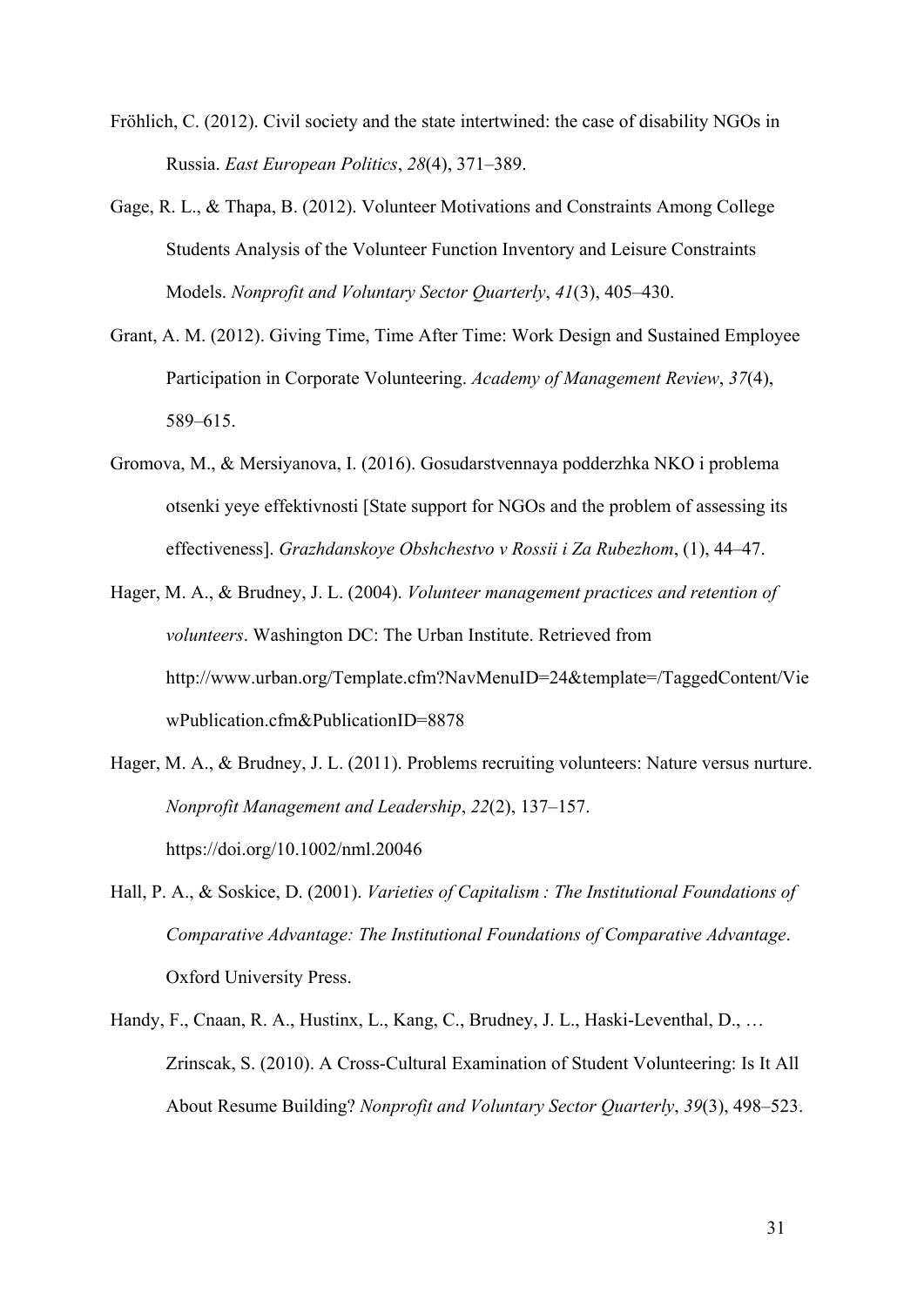Fröhlich, C. (2012). Civil society and the state intertwined: the case of disability NGOs in Russia. *East European Politics*, *28*(4), 371–389.

Gage, R. L., & Thapa, B. (2012). Volunteer Motivations and Constraints Among College Students Analysis of the Volunteer Function Inventory and Leisure Constraints Models. *Nonprofit and Voluntary Sector Quarterly*, *41*(3), 405–430.

Grant, A. M. (2012). Giving Time, Time After Time: Work Design and Sustained Employee Participation in Corporate Volunteering. *Academy of Management Review*, *37*(4), 589–615.

Gromova, M., & Mersiyanova, I. (2016). Gosudarstvennaya podderzhka NKO i problema otsenki yeye effektivnosti [State support for NGOs and the problem of assessing its effectiveness]. *Grazhdanskoye Obshchestvo v Rossii i Za Rubezhom*, (1), 44–47.

Hager, M. A., & Brudney, J. L. (2004). *Volunteer management practices and retention of volunteers*. Washington DC: The Urban Institute. Retrieved from http://www.urban.org/Template.cfm?NavMenuID=24&template=/TaggedContent/ViewPublication.cfm&PublicationID=8878

Hager, M. A., & Brudney, J. L. (2011). Problems recruiting volunteers: Nature versus nurture. *Nonprofit Management and Leadership*, *22*(2), 137–157. https://doi.org/10.1002/nml.20046

Hall, P. A., & Soskice, D. (2001). *Varieties of Capitalism : The Institutional Foundations of Comparative Advantage: The Institutional Foundations of Comparative Advantage*. Oxford University Press.

Handy, F., Cnaan, R. A., Hustinx, L., Kang, C., Brudney, J. L., Haski-Leventhal, D., … Zrinscak, S. (2010). A Cross-Cultural Examination of Student Volunteering: Is It All About Resume Building? *Nonprofit and Voluntary Sector Quarterly*, *39*(3), 498–523.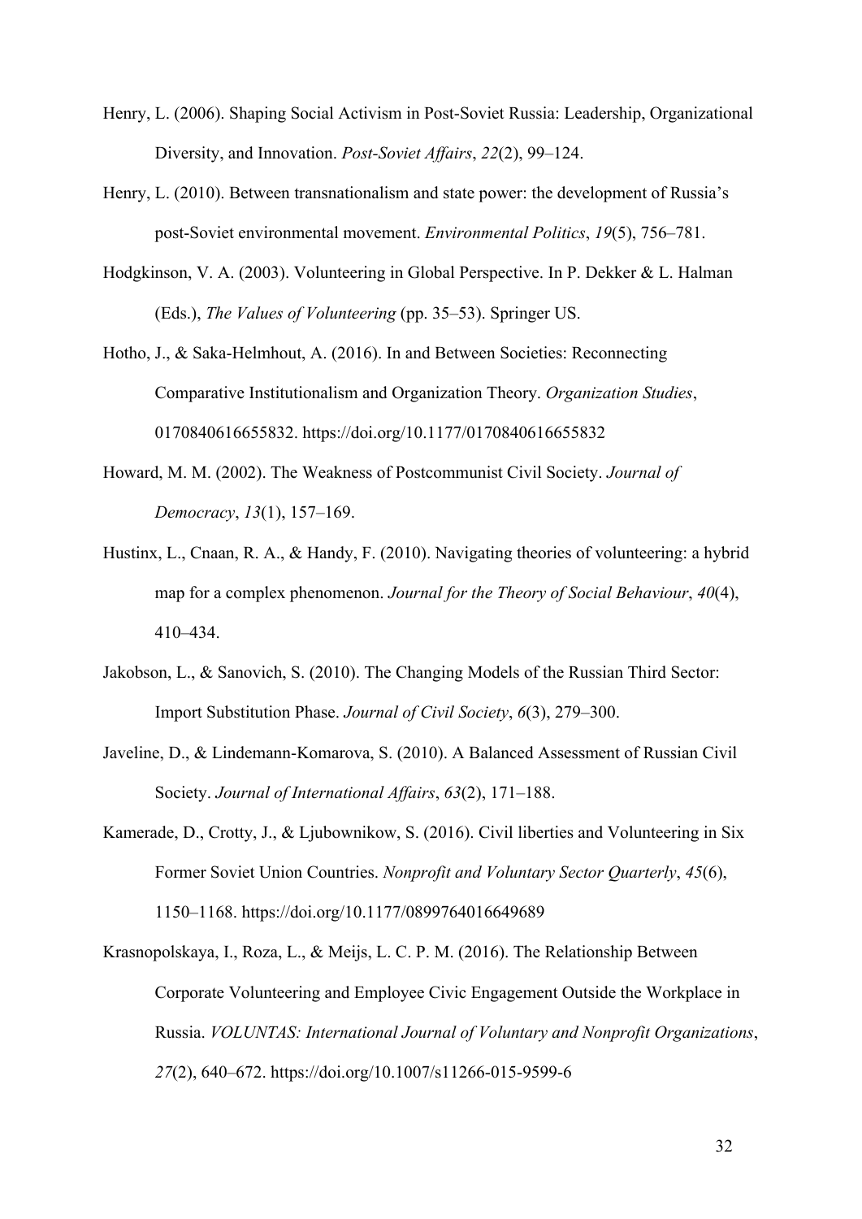Henry, L. (2006). Shaping Social Activism in Post-Soviet Russia: Leadership, Organizational Diversity, and Innovation. *Post-Soviet Affairs*, *22*(2), 99–124.

Henry, L. (2010). Between transnationalism and state power: the development of Russia's post-Soviet environmental movement. *Environmental Politics*, *19*(5), 756–781.

Hodgkinson, V. A. (2003). Volunteering in Global Perspective. In P. Dekker & L. Halman (Eds.), *The Values of Volunteering* (pp. 35–53). Springer US.

Hotho, J., & Saka-Helmhout, A. (2016). In and Between Societies: Reconnecting Comparative Institutionalism and Organization Theory. *Organization Studies*, 0170840616655832. https://doi.org/10.1177/0170840616655832

Howard, M. M. (2002). The Weakness of Postcommunist Civil Society. *Journal of Democracy*, *13*(1), 157–169.

Hustinx, L., Cnaan, R. A., & Handy, F. (2010). Navigating theories of volunteering: a hybrid map for a complex phenomenon. *Journal for the Theory of Social Behaviour*, *40*(4), 410–434.

Jakobson, L., & Sanovich, S. (2010). The Changing Models of the Russian Third Sector: Import Substitution Phase. *Journal of Civil Society*, *6*(3), 279–300.

Javeline, D., & Lindemann-Komarova, S. (2010). A Balanced Assessment of Russian Civil Society. *Journal of International Affairs*, *63*(2), 171–188.

Kamerade, D., Crotty, J., & Ljubownikow, S. (2016). Civil liberties and Volunteering in Six Former Soviet Union Countries. *Nonprofit and Voluntary Sector Quarterly*, *45*(6), 1150–1168. https://doi.org/10.1177/0899764016649689

Krasnopolskaya, I., Roza, L., & Meijs, L. C. P. M. (2016). The Relationship Between Corporate Volunteering and Employee Civic Engagement Outside the Workplace in Russia. *VOLUNTAS: International Journal of Voluntary and Nonprofit Organizations*, *27*(2), 640–672. https://doi.org/10.1007/s11266-015-9599-6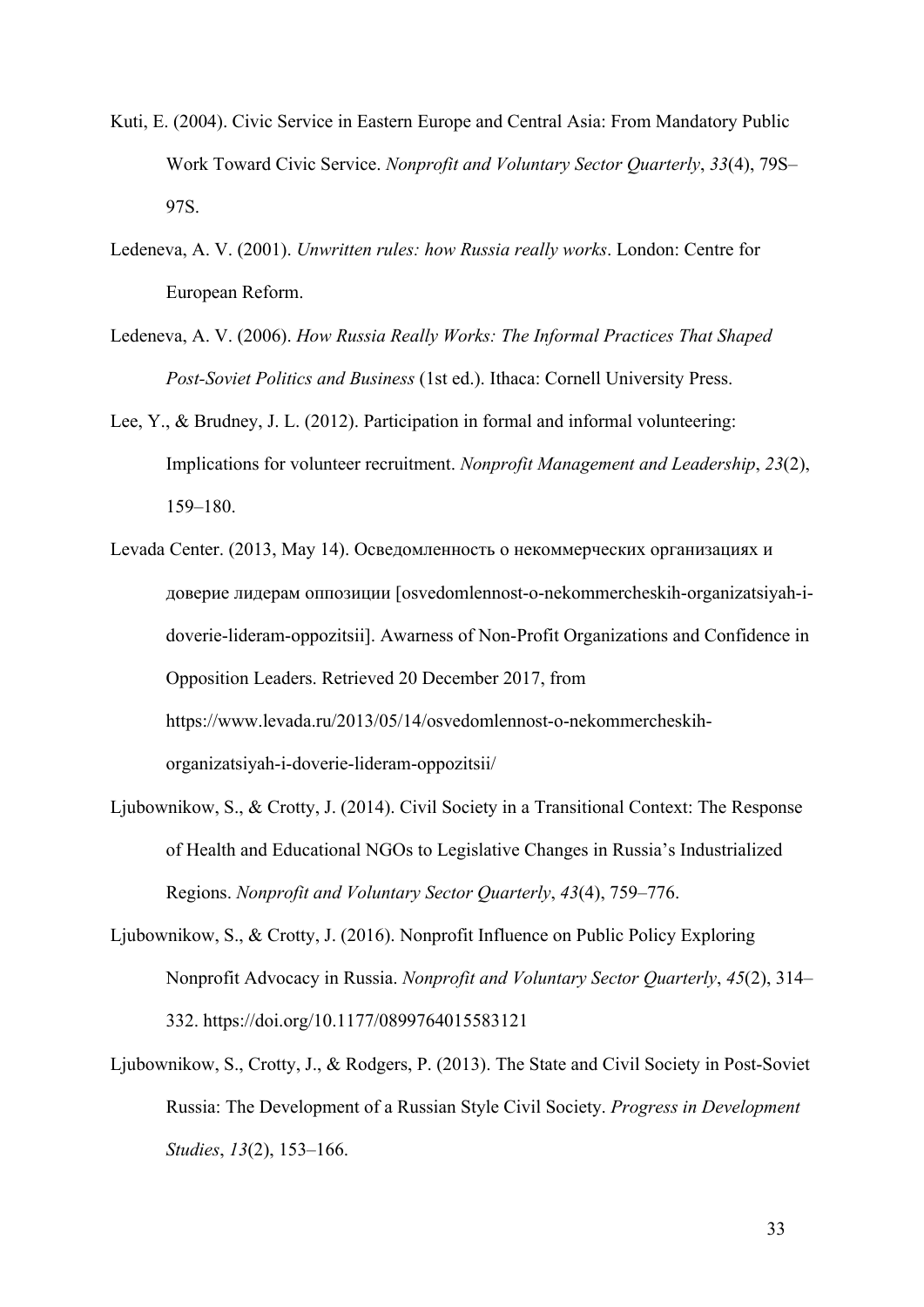Kuti, E. (2004). Civic Service in Eastern Europe and Central Asia: From Mandatory Public Work Toward Civic Service. *Nonprofit and Voluntary Sector Quarterly*, *33*(4), 79S–97S.

Ledeneva, A. V. (2001). *Unwritten rules: how Russia really works*. London: Centre for European Reform.

Ledeneva, A. V. (2006). *How Russia Really Works: The Informal Practices That Shaped Post-Soviet Politics and Business* (1st ed.). Ithaca: Cornell University Press.

Lee, Y., & Brudney, J. L. (2012). Participation in formal and informal volunteering: Implications for volunteer recruitment. *Nonprofit Management and Leadership*, *23*(2), 159–180.

Levada Center. (2013, May 14). Осведомленность о некоммерческих организациях и доверие лидерам оппозиции [osvedomlennost-o-nekommercheskih-organizatsiyah-i-doverie-lideram-oppozitsii]. Awarness of Non-Profit Organizations and Confidence in Opposition Leaders. Retrieved 20 December 2017, from https://www.levada.ru/2013/05/14/osvedomlennost-o-nekommercheskih-organizatsiyah-i-doverie-lideram-oppozitsii/

Ljubownikow, S., & Crotty, J. (2014). Civil Society in a Transitional Context: The Response of Health and Educational NGOs to Legislative Changes in Russia's Industrialized Regions. *Nonprofit and Voluntary Sector Quarterly*, *43*(4), 759–776.

Ljubownikow, S., & Crotty, J. (2016). Nonprofit Influence on Public Policy Exploring Nonprofit Advocacy in Russia. *Nonprofit and Voluntary Sector Quarterly*, *45*(2), 314–332. https://doi.org/10.1177/0899764015583121

Ljubownikow, S., Crotty, J., & Rodgers, P. (2013). The State and Civil Society in Post-Soviet Russia: The Development of a Russian Style Civil Society. *Progress in Development Studies*, *13*(2), 153–166.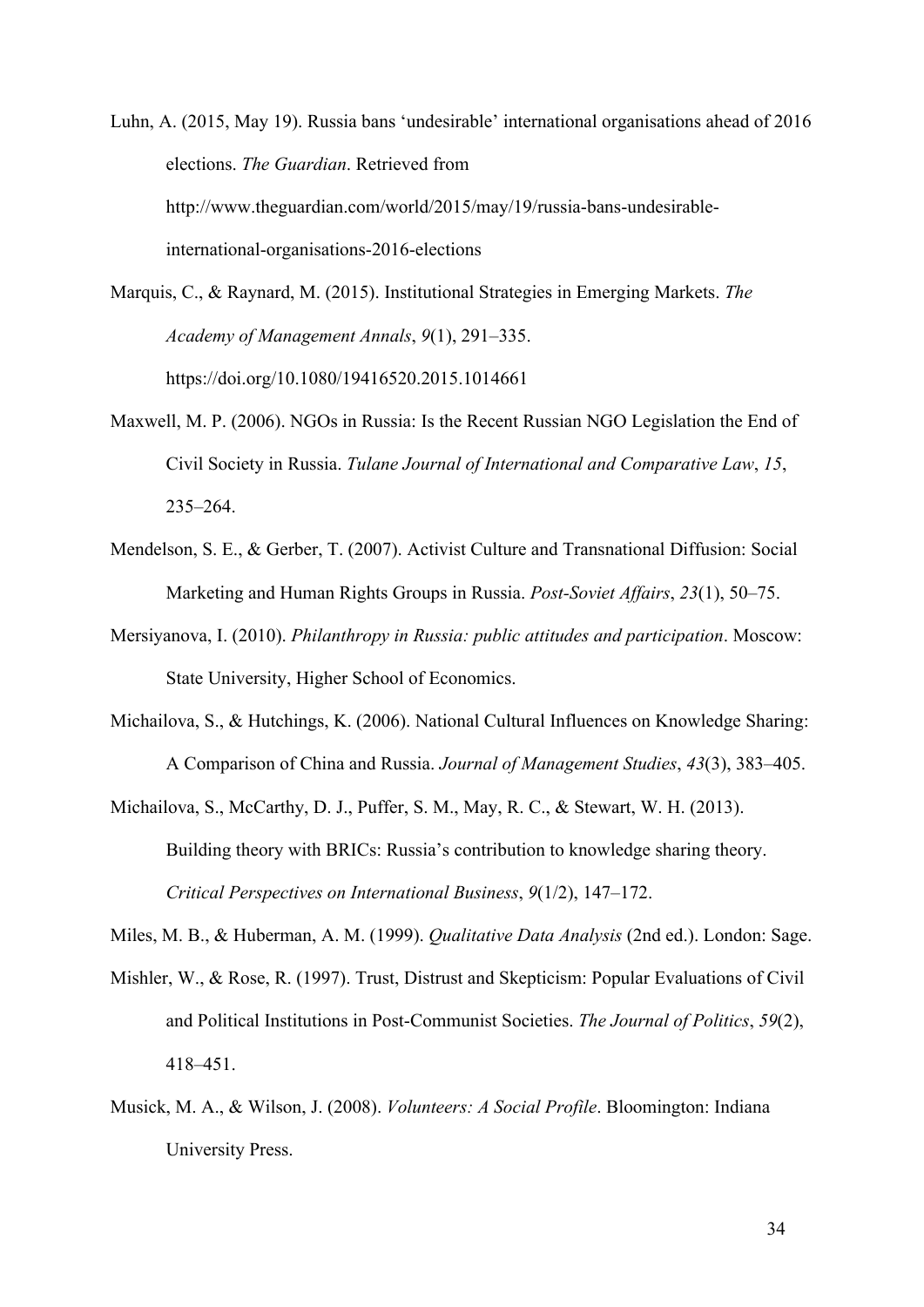Luhn, A. (2015, May 19). Russia bans 'undesirable' international organisations ahead of 2016 elections. *The Guardian*. Retrieved from http://www.theguardian.com/world/2015/may/19/russia-bans-undesirable-international-organisations-2016-elections

Marquis, C., & Raynard, M. (2015). Institutional Strategies in Emerging Markets. *The Academy of Management Annals*, *9*(1), 291–335. https://doi.org/10.1080/19416520.2015.1014661

Maxwell, M. P. (2006). NGOs in Russia: Is the Recent Russian NGO Legislation the End of Civil Society in Russia. *Tulane Journal of International and Comparative Law*, *15*, 235–264.

Mendelson, S. E., & Gerber, T. (2007). Activist Culture and Transnational Diffusion: Social Marketing and Human Rights Groups in Russia. *Post-Soviet Affairs*, *23*(1), 50–75.

Mersiyanova, I. (2010). *Philanthropy in Russia: public attitudes and participation*. Moscow: State University, Higher School of Economics.

Michailova, S., & Hutchings, K. (2006). National Cultural Influences on Knowledge Sharing: A Comparison of China and Russia. *Journal of Management Studies*, *43*(3), 383–405.

Michailova, S., McCarthy, D. J., Puffer, S. M., May, R. C., & Stewart, W. H. (2013). Building theory with BRICs: Russia's contribution to knowledge sharing theory. *Critical Perspectives on International Business*, *9*(1/2), 147–172.

Miles, M. B., & Huberman, A. M. (1999). *Qualitative Data Analysis* (2nd ed.). London: Sage.

Mishler, W., & Rose, R. (1997). Trust, Distrust and Skepticism: Popular Evaluations of Civil and Political Institutions in Post-Communist Societies. *The Journal of Politics*, *59*(2), 418–451.

Musick, M. A., & Wilson, J. (2008). *Volunteers: A Social Profile*. Bloomington: Indiana University Press.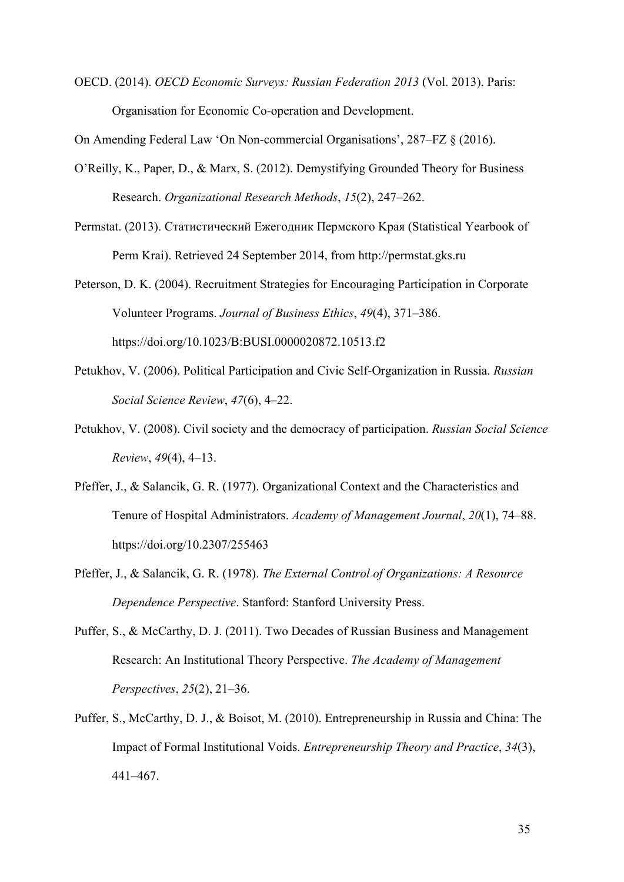OECD. (2014). *OECD Economic Surveys: Russian Federation 2013* (Vol. 2013). Paris: Organisation for Economic Co-operation and Development.

On Amending Federal Law 'On Non-commercial Organisations', 287–FZ § (2016).

O'Reilly, K., Paper, D., & Marx, S. (2012). Demystifying Grounded Theory for Business Research. *Organizational Research Methods*, *15*(2), 247–262.

Permstat. (2013). Статистический Ежегодник Пермского Края (Statistical Yearbook of Perm Krai). Retrieved 24 September 2014, from http://permstat.gks.ru

Peterson, D. K. (2004). Recruitment Strategies for Encouraging Participation in Corporate Volunteer Programs. *Journal of Business Ethics*, *49*(4), 371–386. https://doi.org/10.1023/B:BUSI.0000020872.10513.f2

Petukhov, V. (2006). Political Participation and Civic Self-Organization in Russia. *Russian Social Science Review*, *47*(6), 4–22.

Petukhov, V. (2008). Civil society and the democracy of participation. *Russian Social Science Review*, *49*(4), 4–13.

Pfeffer, J., & Salancik, G. R. (1977). Organizational Context and the Characteristics and Tenure of Hospital Administrators. *Academy of Management Journal*, *20*(1), 74–88. https://doi.org/10.2307/255463

Pfeffer, J., & Salancik, G. R. (1978). *The External Control of Organizations: A Resource Dependence Perspective*. Stanford: Stanford University Press.

Puffer, S., & McCarthy, D. J. (2011). Two Decades of Russian Business and Management Research: An Institutional Theory Perspective. *The Academy of Management Perspectives*, *25*(2), 21–36.

Puffer, S., McCarthy, D. J., & Boisot, M. (2010). Entrepreneurship in Russia and China: The Impact of Formal Institutional Voids. *Entrepreneurship Theory and Practice*, *34*(3), 441–467.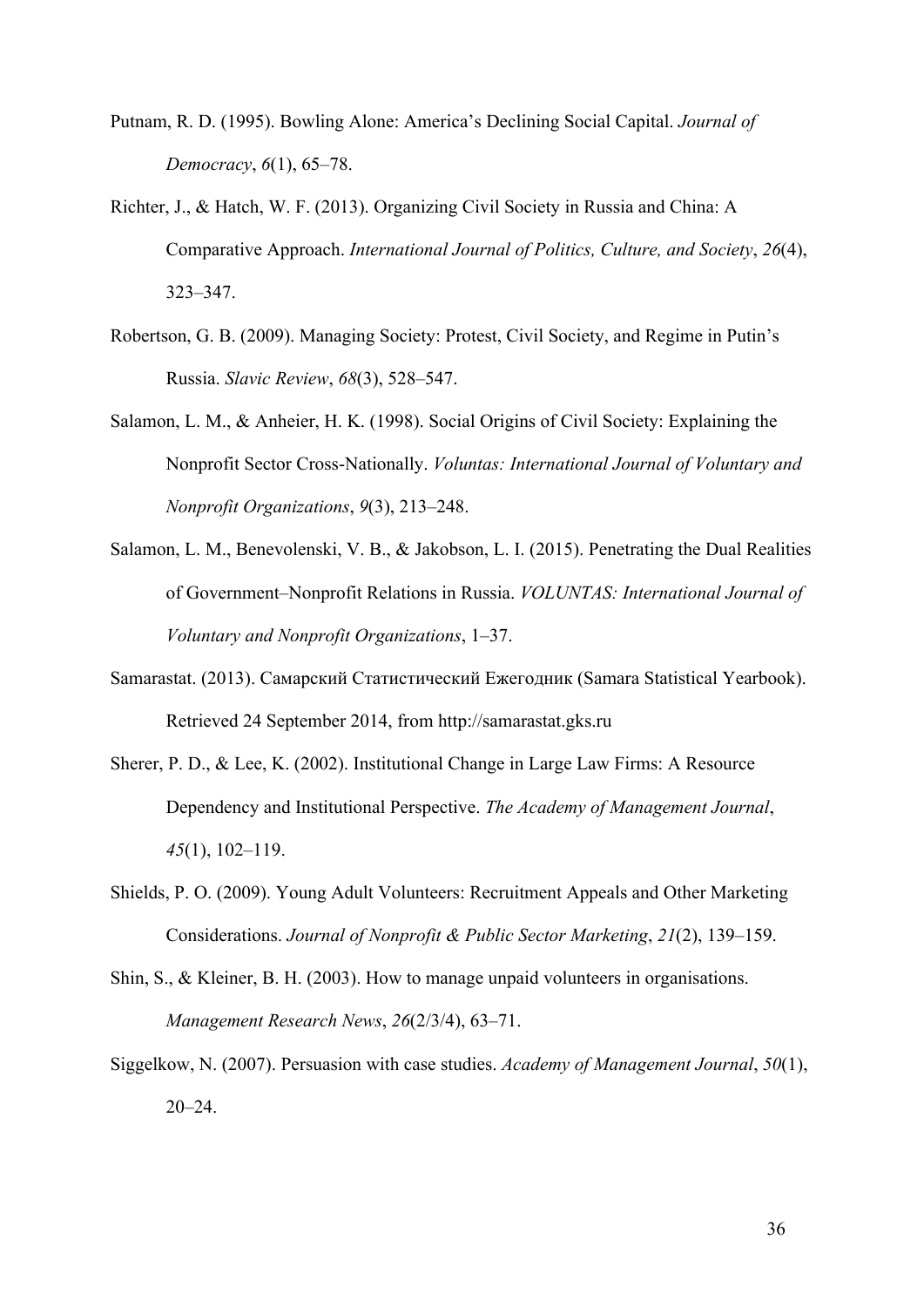Putnam, R. D. (1995). Bowling Alone: America's Declining Social Capital. *Journal of Democracy*, *6*(1), 65–78.

Richter, J., & Hatch, W. F. (2013). Organizing Civil Society in Russia and China: A Comparative Approach. *International Journal of Politics, Culture, and Society*, *26*(4), 323–347.

Robertson, G. B. (2009). Managing Society: Protest, Civil Society, and Regime in Putin's Russia. *Slavic Review*, *68*(3), 528–547.

Salamon, L. M., & Anheier, H. K. (1998). Social Origins of Civil Society: Explaining the Nonprofit Sector Cross-Nationally. *Voluntas: International Journal of Voluntary and Nonprofit Organizations*, *9*(3), 213–248.

Salamon, L. M., Benevolenski, V. B., & Jakobson, L. I. (2015). Penetrating the Dual Realities of Government–Nonprofit Relations in Russia. *VOLUNTAS: International Journal of Voluntary and Nonprofit Organizations*, 1–37.

Samarastat. (2013). Самарский Статистический Ежегодник (Samara Statistical Yearbook). Retrieved 24 September 2014, from http://samarastat.gks.ru

Sherer, P. D., & Lee, K. (2002). Institutional Change in Large Law Firms: A Resource Dependency and Institutional Perspective. *The Academy of Management Journal*, *45*(1), 102–119.

Shields, P. O. (2009). Young Adult Volunteers: Recruitment Appeals and Other Marketing Considerations. *Journal of Nonprofit & Public Sector Marketing*, *21*(2), 139–159.

Shin, S., & Kleiner, B. H. (2003). How to manage unpaid volunteers in organisations. *Management Research News*, *26*(2/3/4), 63–71.

Siggelkow, N. (2007). Persuasion with case studies. *Academy of Management Journal*, *50*(1), 20–24.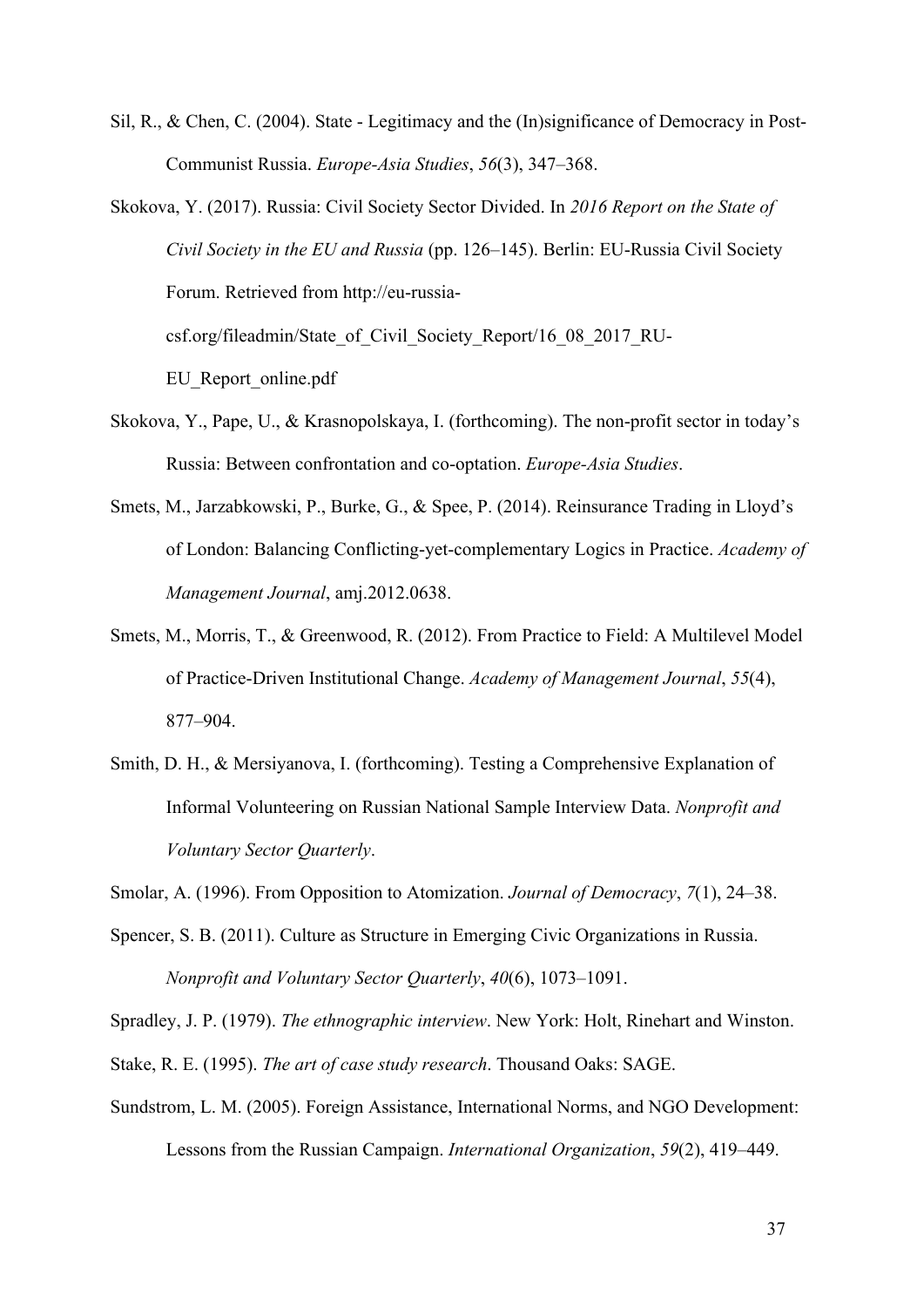Sil, R., & Chen, C. (2004). State - Legitimacy and the (In)significance of Democracy in Post-Communist Russia. *Europe-Asia Studies*, *56*(3), 347–368.

Skokova, Y. (2017). Russia: Civil Society Sector Divided. In *2016 Report on the State of Civil Society in the EU and Russia* (pp. 126–145). Berlin: EU-Russia Civil Society Forum. Retrieved from http://eu-russia-csf.org/fileadmin/State_of_Civil_Society_Report/16_08_2017_RU-EU_Report_online.pdf

Skokova, Y., Pape, U., & Krasnopolskaya, I. (forthcoming). The non-profit sector in today's Russia: Between confrontation and co-optation. *Europe-Asia Studies*.

Smets, M., Jarzabkowski, P., Burke, G., & Spee, P. (2014). Reinsurance Trading in Lloyd's of London: Balancing Conflicting-yet-complementary Logics in Practice. *Academy of Management Journal*, amj.2012.0638.

Smets, M., Morris, T., & Greenwood, R. (2012). From Practice to Field: A Multilevel Model of Practice-Driven Institutional Change. *Academy of Management Journal*, *55*(4), 877–904.

Smith, D. H., & Mersiyanova, I. (forthcoming). Testing a Comprehensive Explanation of Informal Volunteering on Russian National Sample Interview Data. *Nonprofit and Voluntary Sector Quarterly*.

Smolar, A. (1996). From Opposition to Atomization. *Journal of Democracy*, *7*(1), 24–38.

Spencer, S. B. (2011). Culture as Structure in Emerging Civic Organizations in Russia. *Nonprofit and Voluntary Sector Quarterly*, *40*(6), 1073–1091.

Spradley, J. P. (1979). *The ethnographic interview*. New York: Holt, Rinehart and Winston.

Stake, R. E. (1995). *The art of case study research*. Thousand Oaks: SAGE.

Sundstrom, L. M. (2005). Foreign Assistance, International Norms, and NGO Development: Lessons from the Russian Campaign. *International Organization*, *59*(2), 419–449.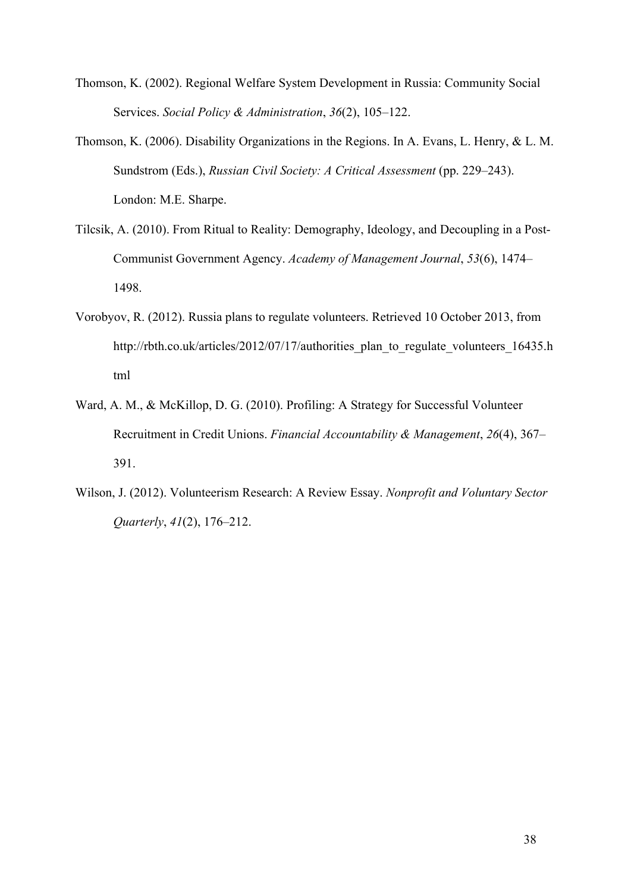Thomson, K. (2002). Regional Welfare System Development in Russia: Community Social Services. *Social Policy & Administration*, *36*(2), 105–122.

Thomson, K. (2006). Disability Organizations in the Regions. In A. Evans, L. Henry, & L. M. Sundstrom (Eds.), *Russian Civil Society: A Critical Assessment* (pp. 229–243). London: M.E. Sharpe.

Tilcsik, A. (2010). From Ritual to Reality: Demography, Ideology, and Decoupling in a Post-Communist Government Agency. *Academy of Management Journal*, *53*(6), 1474–1498.

Vorobyov, R. (2012). Russia plans to regulate volunteers. Retrieved 10 October 2013, from http://rbth.co.uk/articles/2012/07/17/authorities_plan_to_regulate_volunteers_16435.html

Ward, A. M., & McKillop, D. G. (2010). Profiling: A Strategy for Successful Volunteer Recruitment in Credit Unions. *Financial Accountability & Management*, *26*(4), 367–391.

Wilson, J. (2012). Volunteerism Research: A Review Essay. *Nonprofit and Voluntary Sector Quarterly*, *41*(2), 176–212.